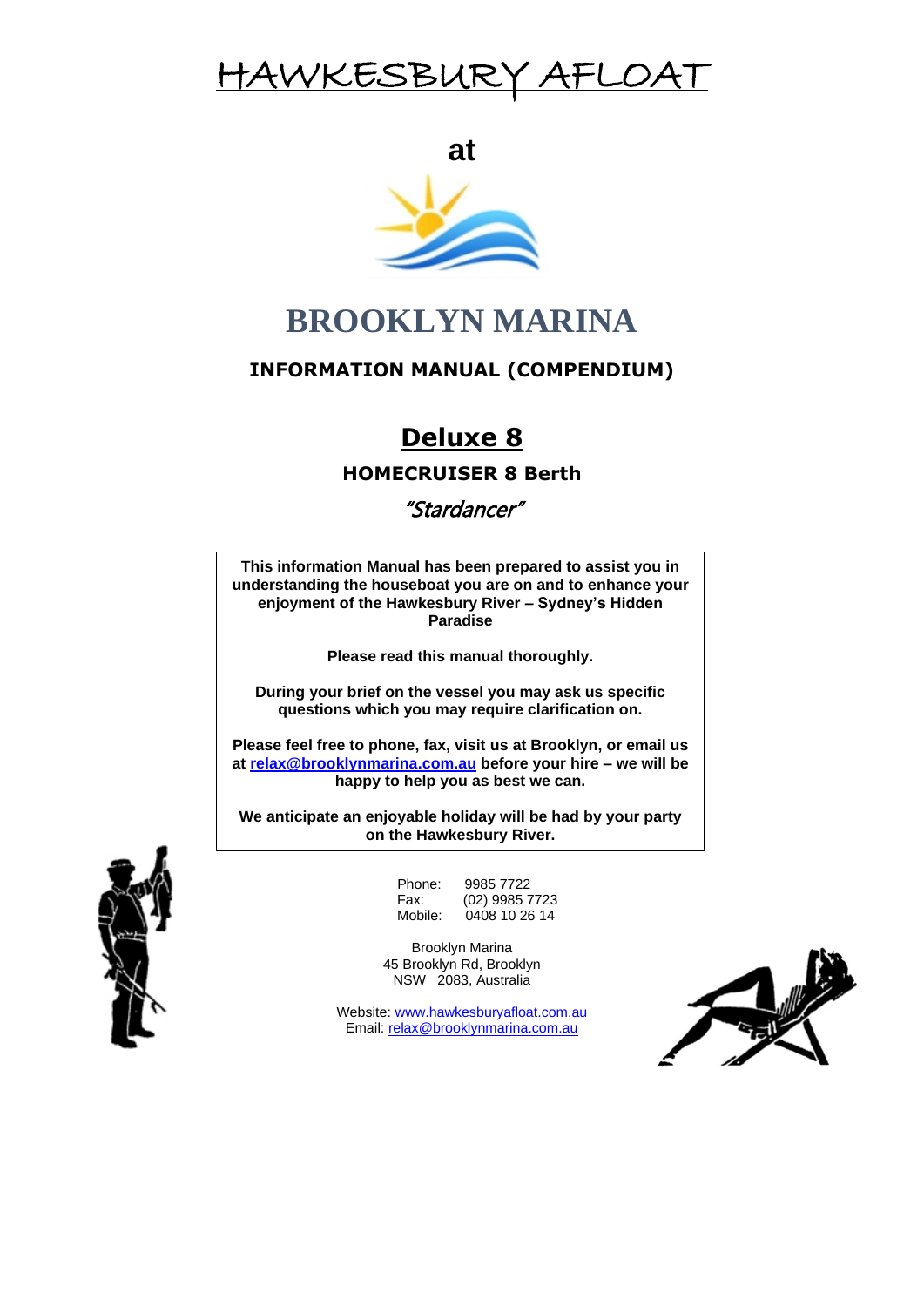# HAWKESBURY AFLOAT

**at**

# BROOKLYN MARINA

## INFORMATION MANUAL (COMPENDIUM)

## Deluxe 8

### HOMECRUISER 8 Berth

*"Stardancer"*

**This information Manual has been prepared to assist you in understanding the houseboat you are on and to enhance your enjoyment of the Hawkesbury River – Sydney's Hidden Paradise**

**Please read this manual thoroughly.**

**During your brief on the vessel you may ask us specific questions which you may require clarification on.**

**Please feel free to phone, fax, visit us at Brooklyn, or email us at relax@brooklynmarina.com.au before your hire – we will be happy to help you as best we can.**

**We anticipate an enjoyable holiday will be had by your party on the Hawkesbury River.**

Phone: 9985 7722
Fax: (02) 9985 7723
Mobile: 0408 10 26 14

Brooklyn Marina
45 Brooklyn Rd, Brooklyn
NSW 2083, Australia

Website: www.hawkesburyafloat.com.au
Email: relax@brooklynmarina.com.au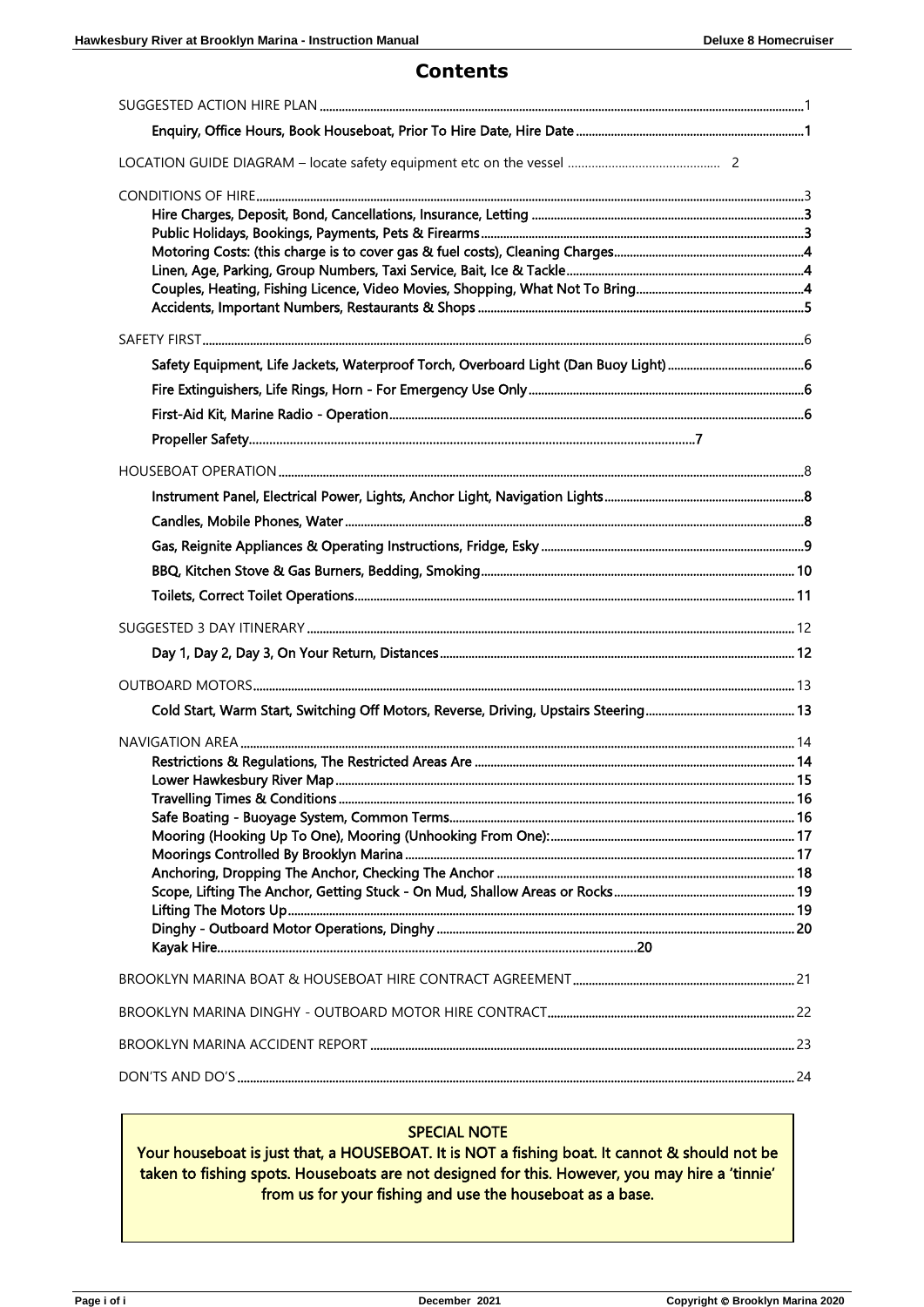# Contents

SUGGESTED ACTION HIRE PLAN ........ 1

- **Enquiry, Office Hours, Book Houseboat, Prior To Hire Date, Hire Date** ........ 1

LOCATION GUIDE DIAGRAM – locate safety equipment etc on the vessel ........ 2

CONDITIONS OF HIRE ........ 3

- **Hire Charges, Deposit, Bond, Cancellations, Insurance, Letting** ........ 3
- **Public Holidays, Bookings, Payments, Pets & Firearms** ........ 3
- **Motoring Costs: (this charge is to cover gas & fuel costs), Cleaning Charges** ........ 4
- **Linen, Age, Parking, Group Numbers, Taxi Service, Bait, Ice & Tackle** ........ 4
- **Couples, Heating, Fishing Licence, Video Movies, Shopping, What Not To Bring** ........ 4
- **Accidents, Important Numbers, Restaurants & Shops** ........ 5

SAFETY FIRST ........ 6

- **Safety Equipment, Life Jackets, Waterproof Torch, Overboard Light (Dan Buoy Light)** ........ 6
- **Fire Extinguishers, Life Rings, Horn - For Emergency Use Only** ........ 6
- **First-Aid Kit, Marine Radio - Operation** ........ 6
- **Propeller Safety** ........ 7

HOUSEBOAT OPERATION ........ 8

- **Instrument Panel, Electrical Power, Lights, Anchor Light, Navigation Lights** ........ 8
- **Candles, Mobile Phones, Water** ........ 8
- **Gas, Reignite Appliances & Operating Instructions, Fridge, Esky** ........ 9
- **BBQ, Kitchen Stove & Gas Burners, Bedding, Smoking** ........ 10
- **Toilets, Correct Toilet Operations** ........ 11

SUGGESTED 3 DAY ITINERARY ........ 12

- **Day 1, Day 2, Day 3, On Your Return, Distances** ........ 12

OUTBOARD MOTORS ........ 13

- **Cold Start, Warm Start, Switching Off Motors, Reverse, Driving, Upstairs Steering** ........ 13

NAVIGATION AREA ........ 14

- **Restrictions & Regulations, The Restricted Areas Are** ........ 14
- **Lower Hawkesbury River Map** ........ 15
- **Travelling Times & Conditions** ........ 16
- **Safe Boating - Buoyage System, Common Terms** ........ 16
- **Mooring (Hooking Up To One), Mooring (Unhooking From One):** ........ 17
- **Moorings Controlled By Brooklyn Marina** ........ 17
- **Anchoring, Dropping The Anchor, Checking The Anchor** ........ 18
- **Scope, Lifting The Anchor, Getting Stuck - On Mud, Shallow Areas or Rocks** ........ 19
- **Lifting The Motors Up** ........ 19
- **Dinghy - Outboard Motor Operations, Dinghy** ........ 20
- **Kayak Hire** ........ 20

BROOKLYN MARINA BOAT & HOUSEBOAT HIRE CONTRACT AGREEMENT ........ 21

BROOKLYN MARINA DINGHY - OUTBOARD MOTOR HIRE CONTRACT ........ 22

BROOKLYN MARINA ACCIDENT REPORT ........ 23

DON'TS AND DO'S ........ 24

**SPECIAL NOTE**

**Your houseboat is just that, a HOUSEBOAT. It is NOT a fishing boat. It cannot & should not be taken to fishing spots. Houseboats are not designed for this. However, you may hire a 'tinnie' from us for your fishing and use the houseboat as a base.**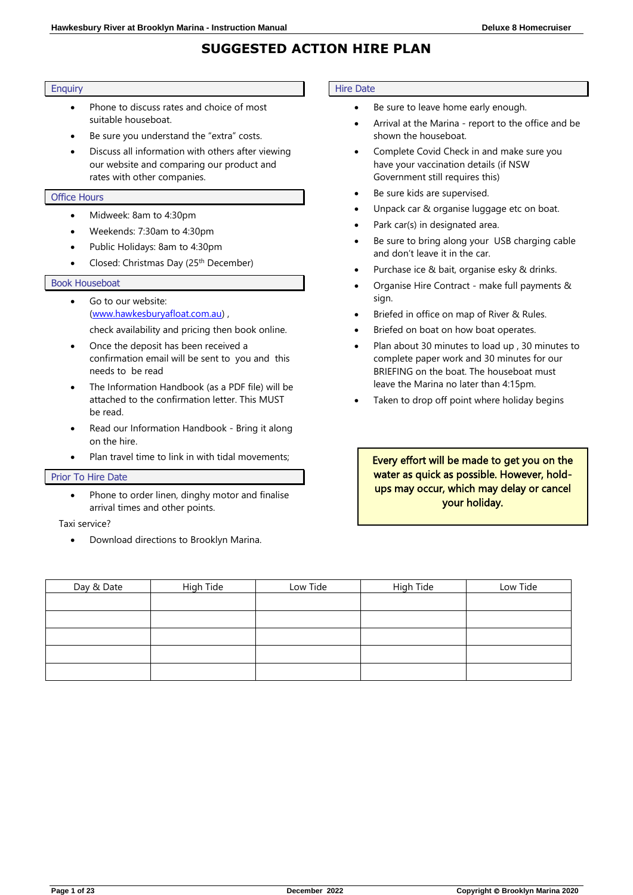# SUGGESTED ACTION HIRE PLAN

## Enquiry

- Phone to discuss rates and choice of most suitable houseboat.
- Be sure you understand the "extra" costs.
- Discuss all information with others after viewing our website and comparing our product and rates with other companies.

## Office Hours

- Midweek: 8am to 4:30pm
- Weekends: 7:30am to 4:30pm
- Public Holidays: 8am to 4:30pm
- Closed: Christmas Day (25th December)

## Book Houseboat

- Go to our website: (www.hawkesburyafloat.com.au) ,

  check availability and pricing then book online.
- Once the deposit has been received a confirmation email will be sent to you and this needs to be read
- The Information Handbook (as a PDF file) will be attached to the confirmation letter. This MUST be read.
- Read our Information Handbook - Bring it along on the hire.
- Plan travel time to link in with tidal movements;

## Prior To Hire Date

- Phone to order linen, dinghy motor and finalise arrival times and other points.

Taxi service?

- Download directions to Brooklyn Marina.

## Hire Date

- Be sure to leave home early enough.
- Arrival at the Marina - report to the office and be shown the houseboat.
- Complete Covid Check in and make sure you have your vaccination details (if NSW Government still requires this)
- Be sure kids are supervised.
- Unpack car & organise luggage etc on boat.
- Park car(s) in designated area.
- Be sure to bring along your USB charging cable and don't leave it in the car.
- Purchase ice & bait, organise esky & drinks.
- Organise Hire Contract - make full payments & sign.
- Briefed in office on map of River & Rules.
- Briefed on boat on how boat operates.
- Plan about 30 minutes to load up , 30 minutes to complete paper work and 30 minutes for our BRIEFING on the boat. The houseboat must leave the Marina no later than 4:15pm.
- Taken to drop off point where holiday begins

**Every effort will be made to get you on the water as quick as possible. However, hold-ups may occur, which may delay or cancel your holiday.**

| Day & Date | High Tide | Low Tide | High Tide | Low Tide |
|---|---|---|---|---|
| | | | | |
| | | | | |
| | | | | |
| | | | | |
| | | | | |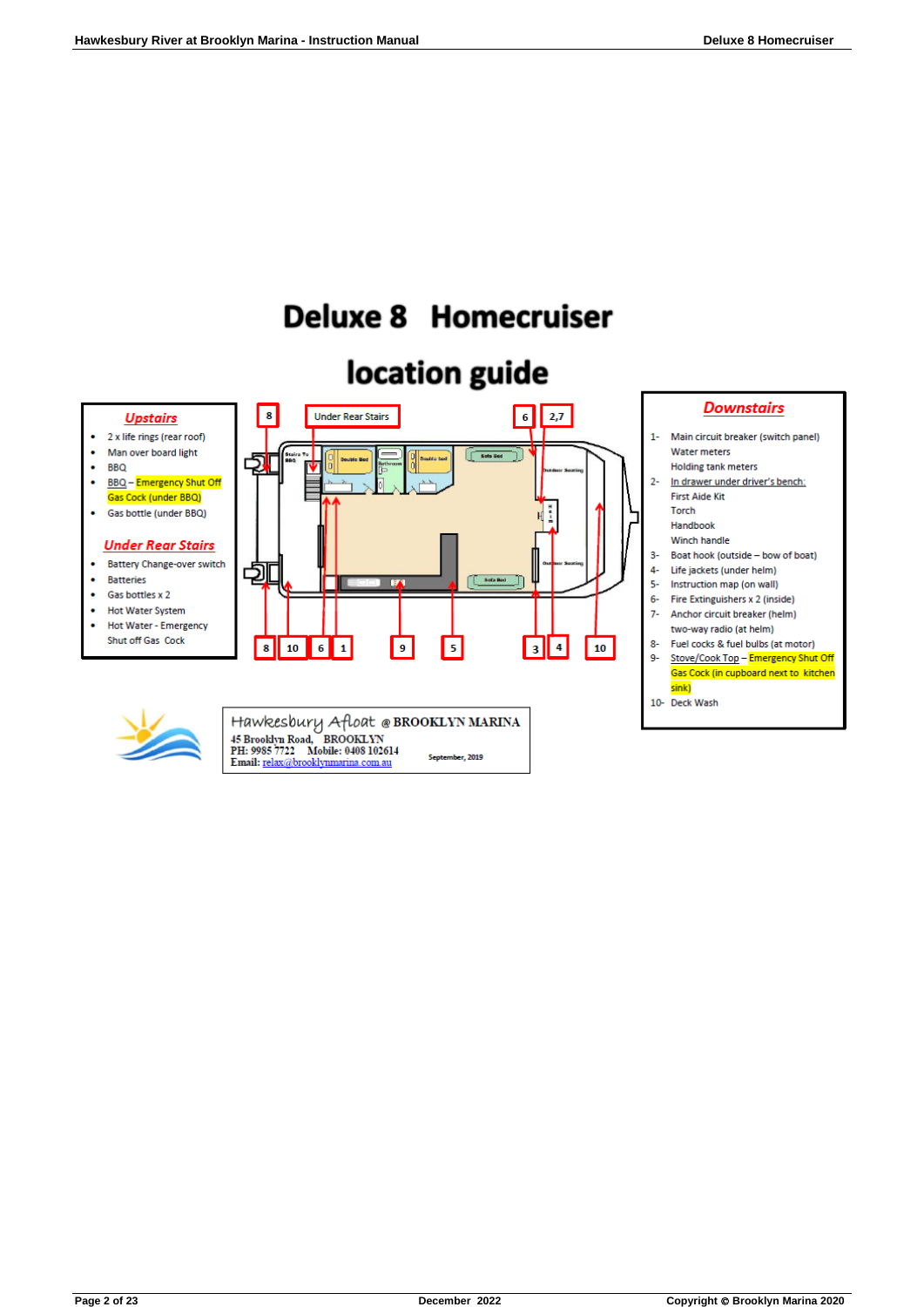# Deluxe 8 Homecruiser

# location guide

## Upstairs

- 2 x life rings (rear roof)
- Man over board light
- BBQ
- BBQ – Emergency Shut Off Gas Cock (under BBQ)
- Gas bottle (under BBQ)

## Under Rear Stairs

- Battery Change-over switch
- Batteries
- Gas bottles x 2
- Hot Water System
- Hot Water - Emergency Shut off Gas Cock

## Downstairs

1- Main circuit breaker (switch panel)
   Water meters
   Holding tank meters
2- In drawer under driver's bench:
   First Aide Kit
   Torch
   Handbook
   Winch handle
3- Boat hook (outside – bow of boat)
4- Life jackets (under helm)
5- Instruction map (on wall)
6- Fire Extinguishers x 2 (inside)
7- Anchor circuit breaker (helm)
   two-way radio (at helm)
8- Fuel cocks & fuel bulbs (at motor)
9- Stove/Cook Top – Emergency Shut Off Gas Cock (in cupboard next to kitchen sink)
10- Deck Wash

Hawkesbury Afloat @ BROOKLYN MARINA
45 Brooklyn Road, BROOKLYN
PH: 9985 7722 Mobile: 0408 102614
Email: relax@brooklynmarina.com.au

September, 2019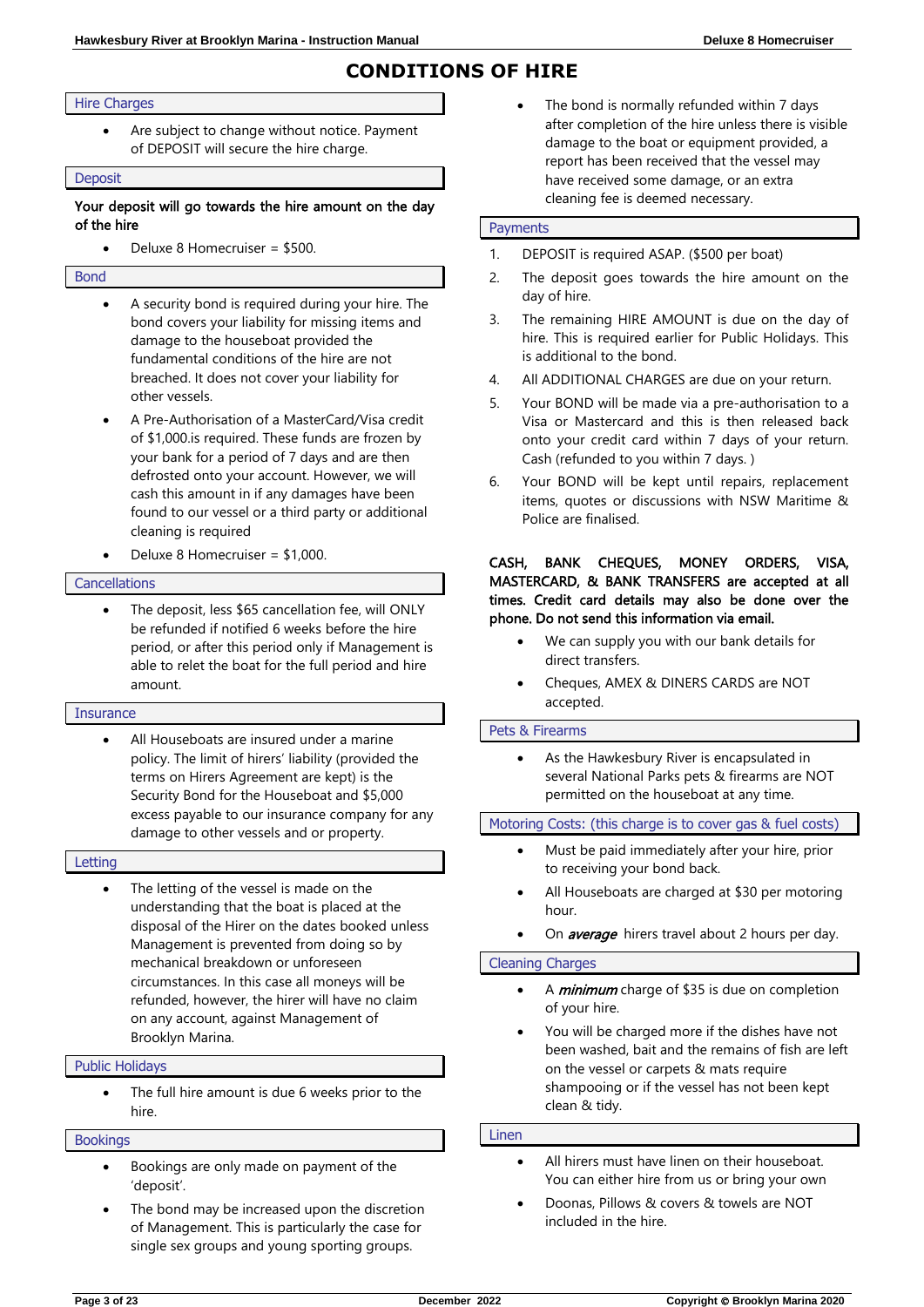# CONDITIONS OF HIRE

## Hire Charges

- Are subject to change without notice. Payment of DEPOSIT will secure the hire charge.

## Deposit

**Your deposit will go towards the hire amount on the day of the hire**

- Deluxe 8 Homecruiser = $500.

## Bond

- A security bond is required during your hire. The bond covers your liability for missing items and damage to the houseboat provided the fundamental conditions of the hire are not breached. It does not cover your liability for other vessels.
- A Pre-Authorisation of a MasterCard/Visa credit of $1,000.is required. These funds are frozen by your bank for a period of 7 days and are then defrosted onto your account. However, we will cash this amount in if any damages have been found to our vessel or a third party or additional cleaning is required
- Deluxe 8 Homecruiser = $1,000.

## Cancellations

- The deposit, less $65 cancellation fee, will ONLY be refunded if notified 6 weeks before the hire period, or after this period only if Management is able to relet the boat for the full period and hire amount.

## Insurance

- All Houseboats are insured under a marine policy. The limit of hirers' liability (provided the terms on Hirers Agreement are kept) is the Security Bond for the Houseboat and $5,000 excess payable to our insurance company for any damage to other vessels and or property.

## Letting

- The letting of the vessel is made on the understanding that the boat is placed at the disposal of the Hirer on the dates booked unless Management is prevented from doing so by mechanical breakdown or unforeseen circumstances. In this case all moneys will be refunded, however, the hirer will have no claim on any account, against Management of Brooklyn Marina.

## Public Holidays

- The full hire amount is due 6 weeks prior to the hire.

## Bookings

- Bookings are only made on payment of the 'deposit'.
- The bond may be increased upon the discretion of Management. This is particularly the case for single sex groups and young sporting groups.
- The bond is normally refunded within 7 days after completion of the hire unless there is visible damage to the boat or equipment provided, a report has been received that the vessel may have received some damage, or an extra cleaning fee is deemed necessary.

## Payments

1. DEPOSIT is required ASAP. ($500 per boat)
2. The deposit goes towards the hire amount on the day of hire.
3. The remaining HIRE AMOUNT is due on the day of hire. This is required earlier for Public Holidays. This is additional to the bond.
4. All ADDITIONAL CHARGES are due on your return.
5. Your BOND will be made via a pre-authorisation to a Visa or Mastercard and this is then released back onto your credit card within 7 days of your return. Cash (refunded to you within 7 days. )
6. Your BOND will be kept until repairs, replacement items, quotes or discussions with NSW Maritime & Police are finalised.

**CASH, BANK CHEQUES, MONEY ORDERS, VISA, MASTERCARD, & BANK TRANSFERS are accepted at all times. Credit card details may also be done over the phone. Do not send this information via email.**

- We can supply you with our bank details for direct transfers.
- Cheques, AMEX & DINERS CARDS are NOT accepted.

## Pets & Firearms

- As the Hawkesbury River is encapsulated in several National Parks pets & firearms are NOT permitted on the houseboat at any time.

## Motoring Costs: (this charge is to cover gas & fuel costs)

- Must be paid immediately after your hire, prior to receiving your bond back.
- All Houseboats are charged at $30 per motoring hour.
- On ***average*** hirers travel about 2 hours per day.

## Cleaning Charges

- A ***minimum*** charge of $35 is due on completion of your hire.
- You will be charged more if the dishes have not been washed, bait and the remains of fish are left on the vessel or carpets & mats require shampooing or if the vessel has not been kept clean & tidy.

## Linen

- All hirers must have linen on their houseboat. You can either hire from us or bring your own
- Doonas, Pillows & covers & towels are NOT included in the hire.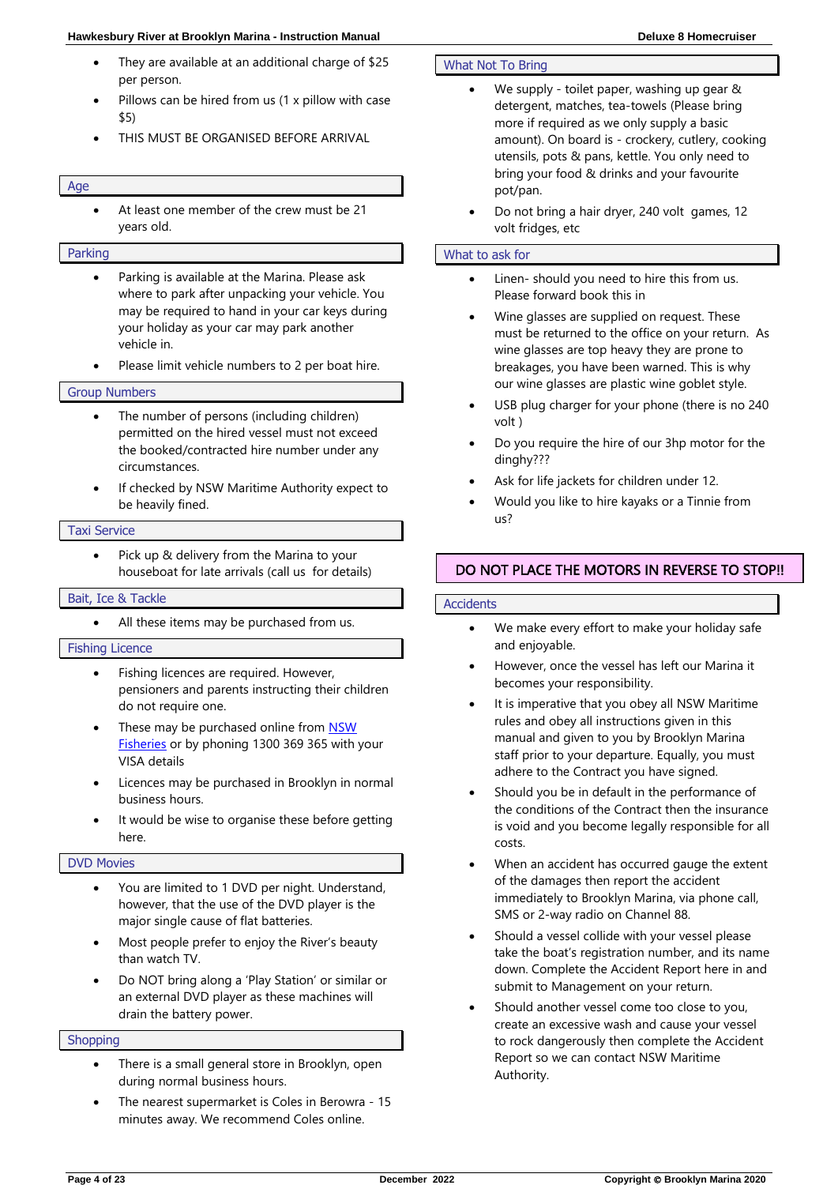- They are available at an additional charge of $25 per person.
- Pillows can be hired from us (1 x pillow with case $5)
- THIS MUST BE ORGANISED BEFORE ARRIVAL

## Age

- At least one member of the crew must be 21 years old.

## Parking

- Parking is available at the Marina. Please ask where to park after unpacking your vehicle. You may be required to hand in your car keys during your holiday as your car may park another vehicle in.
- Please limit vehicle numbers to 2 per boat hire.

## Group Numbers

- The number of persons (including children) permitted on the hired vessel must not exceed the booked/contracted hire number under any circumstances.
- If checked by NSW Maritime Authority expect to be heavily fined.

## Taxi Service

- Pick up & delivery from the Marina to your houseboat for late arrivals (call us for details)

## Bait, Ice & Tackle

- All these items may be purchased from us.

## Fishing Licence

- Fishing licences are required. However, pensioners and parents instructing their children do not require one.
- These may be purchased online from NSW Fisheries or by phoning 1300 369 365 with your VISA details
- Licences may be purchased in Brooklyn in normal business hours.
- It would be wise to organise these before getting here.

## DVD Movies

- You are limited to 1 DVD per night. Understand, however, that the use of the DVD player is the major single cause of flat batteries.
- Most people prefer to enjoy the River's beauty than watch TV.
- Do NOT bring along a 'Play Station' or similar or an external DVD player as these machines will drain the battery power.

## Shopping

- There is a small general store in Brooklyn, open during normal business hours.
- The nearest supermarket is Coles in Berowra - 15 minutes away. We recommend Coles online.

## What Not To Bring

- We supply - toilet paper, washing up gear & detergent, matches, tea-towels (Please bring more if required as we only supply a basic amount). On board is - crockery, cutlery, cooking utensils, pots & pans, kettle. You only need to bring your food & drinks and your favourite pot/pan.
- Do not bring a hair dryer, 240 volt games, 12 volt fridges, etc

## What to ask for

- Linen- should you need to hire this from us. Please forward book this in
- Wine glasses are supplied on request. These must be returned to the office on your return. As wine glasses are top heavy they are prone to breakages, you have been warned. This is why our wine glasses are plastic wine goblet style.
- USB plug charger for your phone (there is no 240 volt )
- Do you require the hire of our 3hp motor for the dinghy???
- Ask for life jackets for children under 12.
- Would you like to hire kayaks or a Tinnie from us?

**DO NOT PLACE THE MOTORS IN REVERSE TO STOP!!**

## Accidents

- We make every effort to make your holiday safe and enjoyable.
- However, once the vessel has left our Marina it becomes your responsibility.
- It is imperative that you obey all NSW Maritime rules and obey all instructions given in this manual and given to you by Brooklyn Marina staff prior to your departure. Equally, you must adhere to the Contract you have signed.
- Should you be in default in the performance of the conditions of the Contract then the insurance is void and you become legally responsible for all costs.
- When an accident has occurred gauge the extent of the damages then report the accident immediately to Brooklyn Marina, via phone call, SMS or 2-way radio on Channel 88.
- Should a vessel collide with your vessel please take the boat's registration number, and its name down. Complete the Accident Report here in and submit to Management on your return.
- Should another vessel come too close to you, create an excessive wash and cause your vessel to rock dangerously then complete the Accident Report so we can contact NSW Maritime Authority.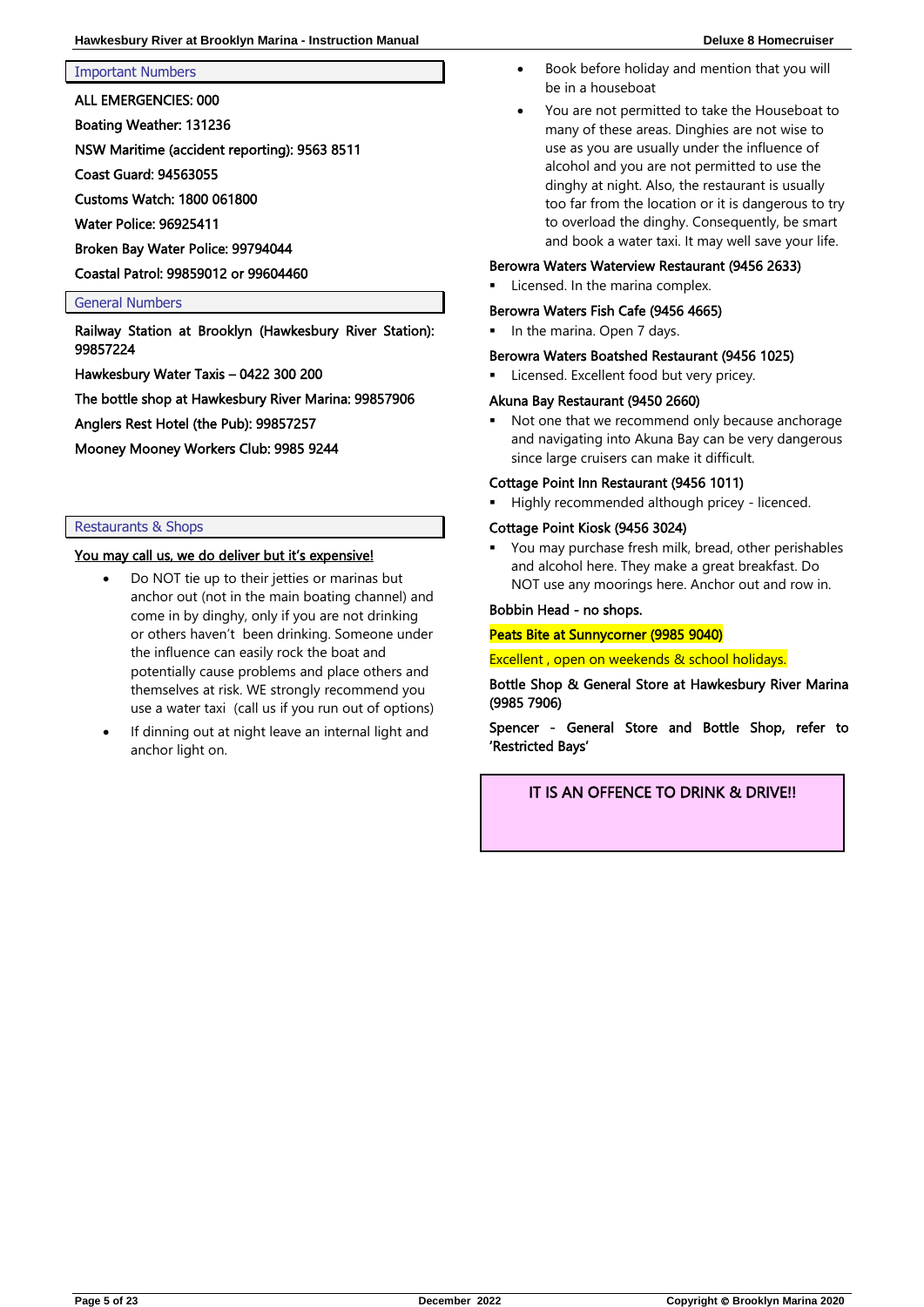## Important Numbers

ALL EMERGENCIES: 000

Boating Weather: 131236

NSW Maritime (accident reporting): 9563 8511

Coast Guard: 94563055

Customs Watch: 1800 061800

Water Police: 96925411

Broken Bay Water Police: 99794044

Coastal Patrol: 99859012 or 99604460

## General Numbers

Railway Station at Brooklyn (Hawkesbury River Station): 99857224

Hawkesbury Water Taxis – 0422 300 200

The bottle shop at Hawkesbury River Marina: 99857906

Anglers Rest Hotel (the Pub): 99857257

Mooney Mooney Workers Club: 9985 9244

## Restaurants & Shops

You may call us, we do deliver but it's expensive!

- Do NOT tie up to their jetties or marinas but anchor out (not in the main boating channel) and come in by dinghy, only if you are not drinking or others haven't been drinking. Someone under the influence can easily rock the boat and potentially cause problems and place others and themselves at risk. WE strongly recommend you use a water taxi (call us if you run out of options)
- If dinning out at night leave an internal light and anchor light on.
- Book before holiday and mention that you will be in a houseboat
- You are not permitted to take the Houseboat to many of these areas. Dinghies are not wise to use as you are usually under the influence of alcohol and you are not permitted to use the dinghy at night. Also, the restaurant is usually too far from the location or it is dangerous to try to overload the dinghy. Consequently, be smart and book a water taxi. It may well save your life.

Berowra Waters Waterview Restaurant (9456 2633)

- Licensed. In the marina complex.

Berowra Waters Fish Cafe (9456 4665)

- In the marina. Open 7 days.

Berowra Waters Boatshed Restaurant (9456 1025)

- Licensed. Excellent food but very pricey.

Akuna Bay Restaurant (9450 2660)

- Not one that we recommend only because anchorage and navigating into Akuna Bay can be very dangerous since large cruisers can make it difficult.

Cottage Point Inn Restaurant (9456 1011)

- Highly recommended although pricey - licenced.

Cottage Point Kiosk (9456 3024)

- You may purchase fresh milk, bread, other perishables and alcohol here. They make a great breakfast. Do NOT use any moorings here. Anchor out and row in.

Bobbin Head - no shops.

Peats Bite at Sunnycorner (9985 9040)

Excellent , open on weekends & school holidays.

Bottle Shop & General Store at Hawkesbury River Marina (9985 7906)

Spencer - General Store and Bottle Shop, refer to 'Restricted Bays'

**IT IS AN OFFENCE TO DRINK & DRIVE!!**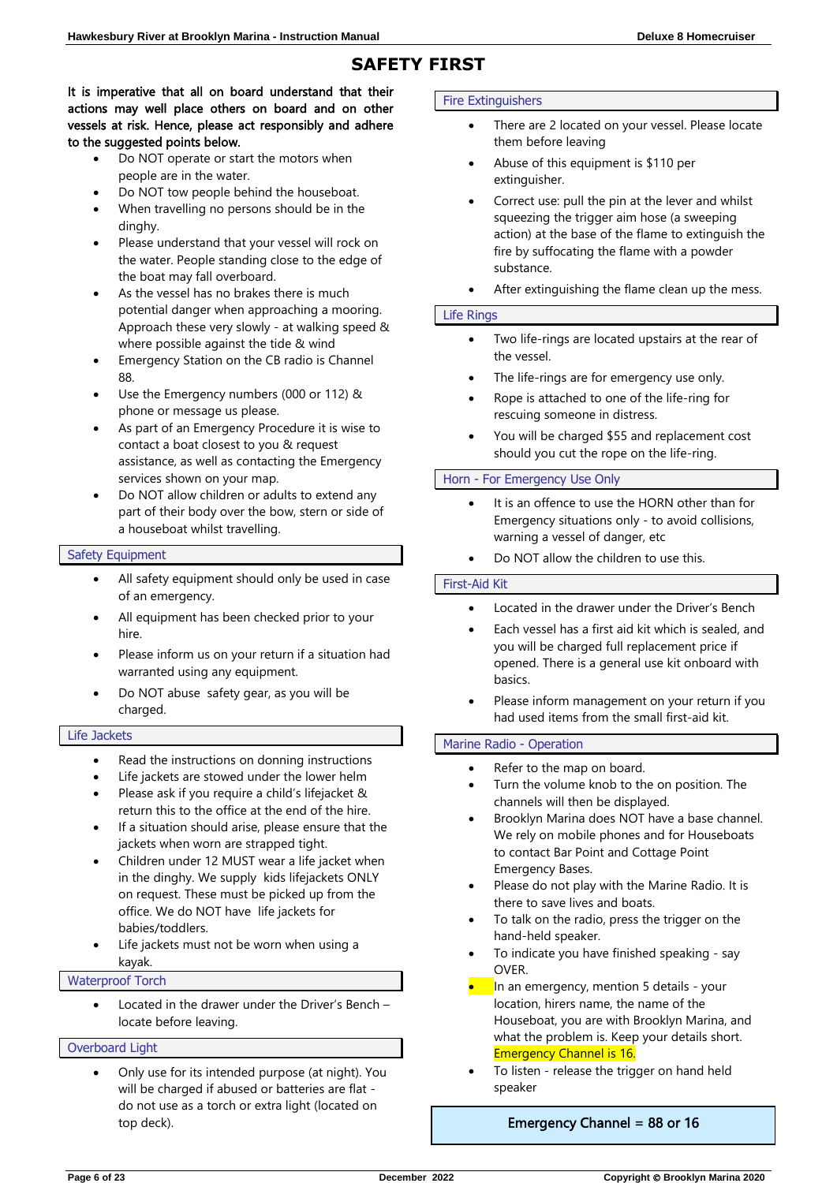# SAFETY FIRST

**It is imperative that all on board understand that their actions may well place others on board and on other vessels at risk. Hence, please act responsibly and adhere to the suggested points below.**

- Do NOT operate or start the motors when people are in the water.
- Do NOT tow people behind the houseboat.
- When travelling no persons should be in the dinghy.
- Please understand that your vessel will rock on the water. People standing close to the edge of the boat may fall overboard.
- As the vessel has no brakes there is much potential danger when approaching a mooring. Approach these very slowly - at walking speed & where possible against the tide & wind
- Emergency Station on the CB radio is Channel 88.
- Use the Emergency numbers (000 or 112) & phone or message us please.
- As part of an Emergency Procedure it is wise to contact a boat closest to you & request assistance, as well as contacting the Emergency services shown on your map.
- Do NOT allow children or adults to extend any part of their body over the bow, stern or side of a houseboat whilst travelling.

## Safety Equipment

- All safety equipment should only be used in case of an emergency.
- All equipment has been checked prior to your hire.
- Please inform us on your return if a situation had warranted using any equipment.
- Do NOT abuse safety gear, as you will be charged.

## Life Jackets

- Read the instructions on donning instructions
- Life jackets are stowed under the lower helm
- Please ask if you require a child's lifejacket & return this to the office at the end of the hire.
- If a situation should arise, please ensure that the jackets when worn are strapped tight.
- Children under 12 MUST wear a life jacket when in the dinghy. We supply kids lifejackets ONLY on request. These must be picked up from the office. We do NOT have life jackets for babies/toddlers.
- Life jackets must not be worn when using a kayak.

## Waterproof Torch

- Located in the drawer under the Driver's Bench – locate before leaving.

## Overboard Light

- Only use for its intended purpose (at night). You will be charged if abused or batteries are flat - do not use as a torch or extra light (located on top deck).

## Fire Extinguishers

- There are 2 located on your vessel. Please locate them before leaving
- Abuse of this equipment is $110 per extinguisher.
- Correct use: pull the pin at the lever and whilst squeezing the trigger aim hose (a sweeping action) at the base of the flame to extinguish the fire by suffocating the flame with a powder substance.
- After extinguishing the flame clean up the mess.

## Life Rings

- Two life-rings are located upstairs at the rear of the vessel.
- The life-rings are for emergency use only.
- Rope is attached to one of the life-ring for rescuing someone in distress.
- You will be charged $55 and replacement cost should you cut the rope on the life-ring.

## Horn - For Emergency Use Only

- It is an offence to use the HORN other than for Emergency situations only - to avoid collisions, warning a vessel of danger, etc
- Do NOT allow the children to use this.

## First-Aid Kit

- Located in the drawer under the Driver's Bench
- Each vessel has a first aid kit which is sealed, and you will be charged full replacement price if opened. There is a general use kit onboard with basics.
- Please inform management on your return if you had used items from the small first-aid kit.

## Marine Radio - Operation

- Refer to the map on board.
- Turn the volume knob to the on position. The channels will then be displayed.
- Brooklyn Marina does NOT have a base channel. We rely on mobile phones and for Houseboats to contact Bar Point and Cottage Point Emergency Bases.
- Please do not play with the Marine Radio. It is there to save lives and boats.
- To talk on the radio, press the trigger on the hand-held speaker.
- To indicate you have finished speaking - say OVER.
- In an emergency, mention 5 details - your location, hirers name, the name of the Houseboat, you are with Brooklyn Marina, and what the problem is. Keep your details short. Emergency Channel is 16.
- To listen - release the trigger on hand held speaker

**Emergency Channel = 88 or 16**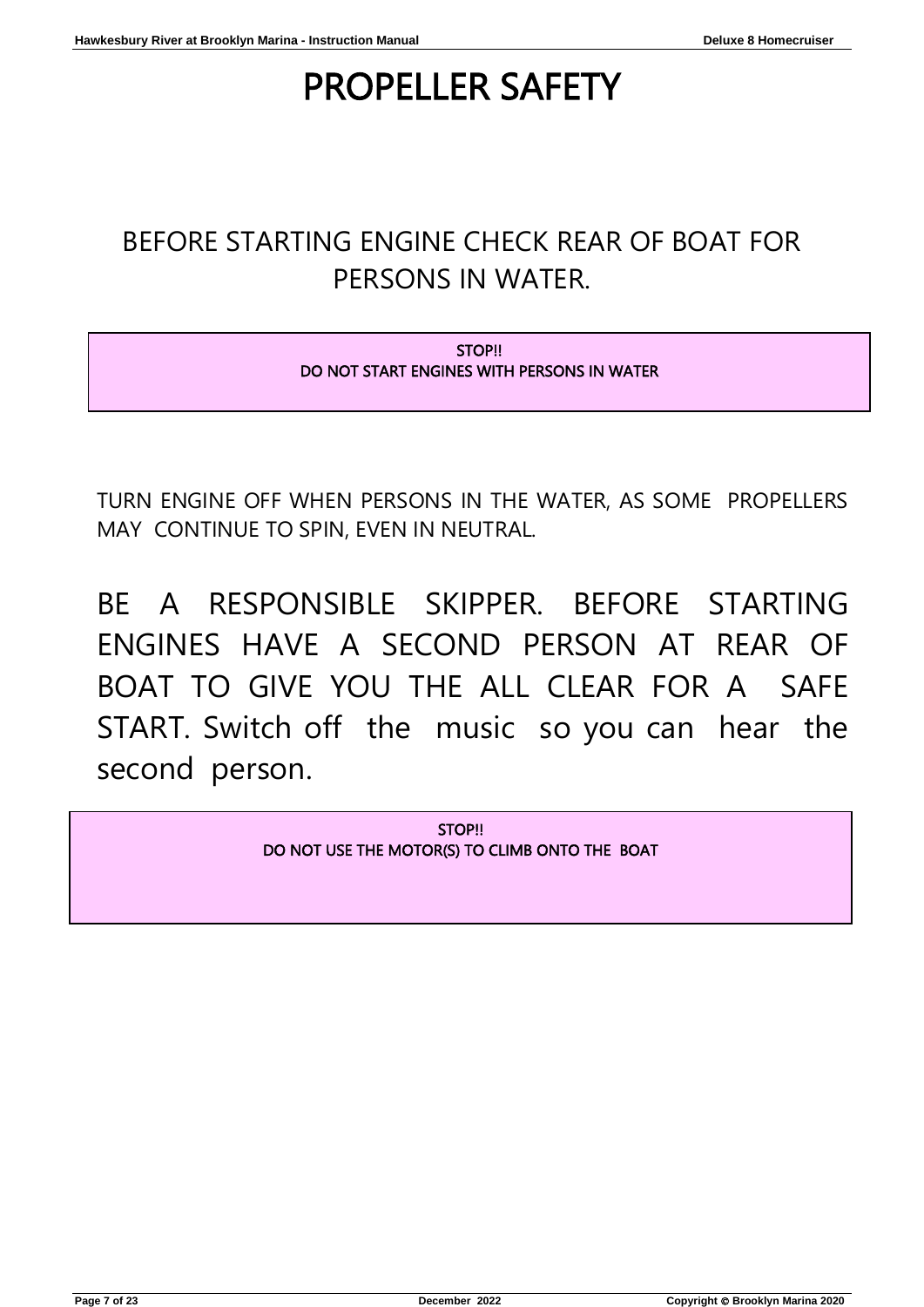# PROPELLER SAFETY

BEFORE STARTING ENGINE CHECK REAR OF BOAT FOR PERSONS IN WATER.

> **STOP!!**
> **DO NOT START ENGINES WITH PERSONS IN WATER**

TURN ENGINE OFF WHEN PERSONS IN THE WATER, AS SOME PROPELLERS MAY CONTINUE TO SPIN, EVEN IN NEUTRAL.

BE A RESPONSIBLE SKIPPER. BEFORE STARTING ENGINES HAVE A SECOND PERSON AT REAR OF BOAT TO GIVE YOU THE ALL CLEAR FOR A SAFE START. Switch off the music so you can hear the second person.

> **STOP!!**
> **DO NOT USE THE MOTOR(S) TO CLIMB ONTO THE BOAT**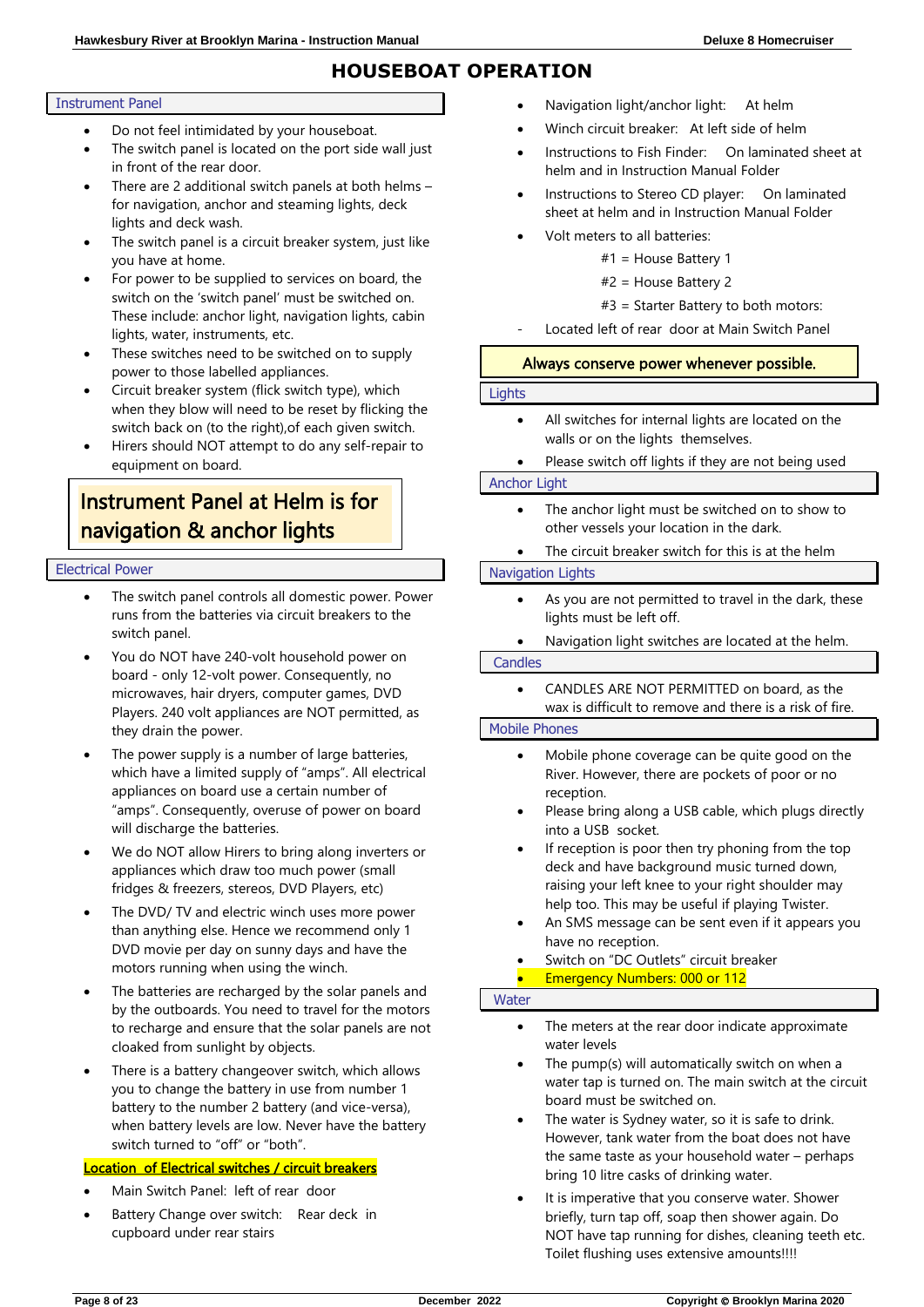# HOUSEBOAT OPERATION

## Instrument Panel

- Do not feel intimidated by your houseboat.
- The switch panel is located on the port side wall just in front of the rear door.
- There are 2 additional switch panels at both helms – for navigation, anchor and steaming lights, deck lights and deck wash.
- The switch panel is a circuit breaker system, just like you have at home.
- For power to be supplied to services on board, the switch on the 'switch panel' must be switched on. These include: anchor light, navigation lights, cabin lights, water, instruments, etc.
- These switches need to be switched on to supply power to those labelled appliances.
- Circuit breaker system (flick switch type), which when they blow will need to be reset by flicking the switch back on (to the right),of each given switch.
- Hirers should NOT attempt to do any self-repair to equipment on board.

**Instrument Panel at Helm is for navigation & anchor lights**

## Electrical Power

- The switch panel controls all domestic power. Power runs from the batteries via circuit breakers to the switch panel.
- You do NOT have 240-volt household power on board - only 12-volt power. Consequently, no microwaves, hair dryers, computer games, DVD Players. 240 volt appliances are NOT permitted, as they drain the power.
- The power supply is a number of large batteries, which have a limited supply of "amps". All electrical appliances on board use a certain number of "amps". Consequently, overuse of power on board will discharge the batteries.
- We do NOT allow Hirers to bring along inverters or appliances which draw too much power (small fridges & freezers, stereos, DVD Players, etc)
- The DVD/ TV and electric winch uses more power than anything else. Hence we recommend only 1 DVD movie per day on sunny days and have the motors running when using the winch.
- The batteries are recharged by the solar panels and by the outboards. You need to travel for the motors to recharge and ensure that the solar panels are not cloaked from sunlight by objects.
- There is a battery changeover switch, which allows you to change the battery in use from number 1 battery to the number 2 battery (and vice-versa), when battery levels are low. Never have the battery switch turned to "off" or "both".

**Location of Electrical switches / circuit breakers**

- Main Switch Panel: left of rear door
- Battery Change over switch: Rear deck in cupboard under rear stairs
- Navigation light/anchor light: At helm
- Winch circuit breaker: At left side of helm
- Instructions to Fish Finder: On laminated sheet at helm and in Instruction Manual Folder
- Instructions to Stereo CD player: On laminated sheet at helm and in Instruction Manual Folder
- Volt meters to all batteries:
  - #1 = House Battery 1
  - #2 = House Battery 2
  - #3 = Starter Battery to both motors:
- Located left of rear door at Main Switch Panel

**Always conserve power whenever possible.**

## Lights

- All switches for internal lights are located on the walls or on the lights themselves.
- Please switch off lights if they are not being used

## Anchor Light

- The anchor light must be switched on to show to other vessels your location in the dark.
- The circuit breaker switch for this is at the helm

## Navigation Lights

- As you are not permitted to travel in the dark, these lights must be left off.
- Navigation light switches are located at the helm.

## Candles

- CANDLES ARE NOT PERMITTED on board, as the wax is difficult to remove and there is a risk of fire.

## Mobile Phones

- Mobile phone coverage can be quite good on the River. However, there are pockets of poor or no reception.
- Please bring along a USB cable, which plugs directly into a USB socket.
- If reception is poor then try phoning from the top deck and have background music turned down, raising your left knee to your right shoulder may help too. This may be useful if playing Twister.
- An SMS message can be sent even if it appears you have no reception.
- Switch on "DC Outlets" circuit breaker
- **Emergency Numbers: 000 or 112**

## Water

- The meters at the rear door indicate approximate water levels
- The pump(s) will automatically switch on when a water tap is turned on. The main switch at the circuit board must be switched on.
- The water is Sydney water, so it is safe to drink. However, tank water from the boat does not have the same taste as your household water – perhaps bring 10 litre casks of drinking water.
- It is imperative that you conserve water. Shower briefly, turn tap off, soap then shower again. Do NOT have tap running for dishes, cleaning teeth etc. Toilet flushing uses extensive amounts!!!!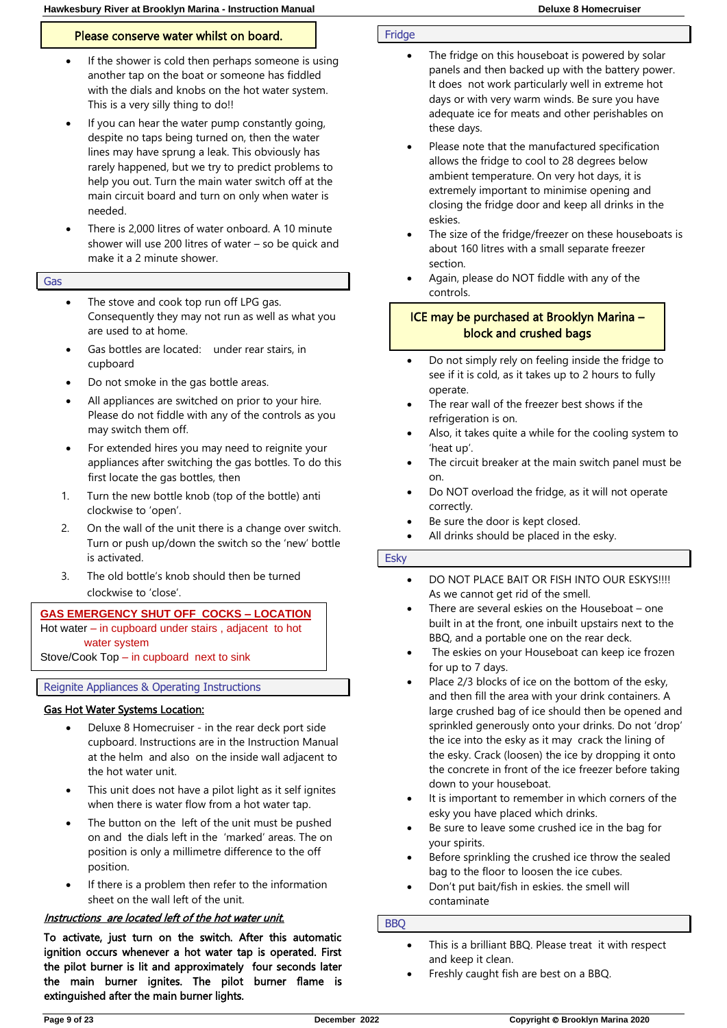**Please conserve water whilst on board.**

- If the shower is cold then perhaps someone is using another tap on the boat or someone has fiddled with the dials and knobs on the hot water system. This is a very silly thing to do!!
- If you can hear the water pump constantly going, despite no taps being turned on, then the water lines may have sprung a leak. This obviously has rarely happened, but we try to predict problems to help you out. Turn the main water switch off at the main circuit board and turn on only when water is needed.
- There is 2,000 litres of water onboard. A 10 minute shower will use 200 litres of water – so be quick and make it a 2 minute shower.

## Gas

- The stove and cook top run off LPG gas. Consequently they may not run as well as what you are used to at home.
- Gas bottles are located: under rear stairs, in cupboard
- Do not smoke in the gas bottle areas.
- All appliances are switched on prior to your hire. Please do not fiddle with any of the controls as you may switch them off.
- For extended hires you may need to reignite your appliances after switching the gas bottles. To do this first locate the gas bottles, then

1. Turn the new bottle knob (top of the bottle) anti clockwise to 'open'.
2. On the wall of the unit there is a change over switch. Turn or push up/down the switch so the 'new' bottle is activated.
3. The old bottle's knob should then be turned clockwise to 'close'.

**GAS EMERGENCY SHUT OFF COCKS – LOCATION**

Hot Water – in cupboard under stairs , adjacent to hot water system

Stove/Cook Top – in cupboard next to sink

## Reignite Appliances & Operating Instructions

**Gas Hot Water Systems Location:**

- Deluxe 8 Homecruiser - in the rear deck port side cupboard. Instructions are in the Instruction Manual at the helm and also on the inside wall adjacent to the hot water unit.
- This unit does not have a pilot light as it self ignites when there is water flow from a hot water tap.
- The button on the left of the unit must be pushed on and the dials left in the 'marked' areas. The on position is only a millimetre difference to the off position.
- If there is a problem then refer to the information sheet on the wall left of the unit.

***Instructions are located left of the hot water unit.***

**To activate, just turn on the switch. After this automatic ignition occurs whenever a hot water tap is operated. First the pilot burner is lit and approximately four seconds later the main burner ignites. The pilot burner flame is extinguished after the main burner lights.**

## Fridge

- The fridge on this houseboat is powered by solar panels and then backed up with the battery power. It does not work particularly well in extreme hot days or with very warm winds. Be sure you have adequate ice for meats and other perishables on these days.
- Please note that the manufactured specification allows the fridge to cool to 28 degrees below ambient temperature. On very hot days, it is extremely important to minimise opening and closing the fridge door and keep all drinks in the eskies.
- The size of the fridge/freezer on these houseboats is about 160 litres with a small separate freezer section.
- Again, please do NOT fiddle with any of the controls.

**ICE may be purchased at Brooklyn Marina – block and crushed bags**

- Do not simply rely on feeling inside the fridge to see if it is cold, as it takes up to 2 hours to fully operate.
- The rear wall of the freezer best shows if the refrigeration is on.
- Also, it takes quite a while for the cooling system to 'heat up'.
- The circuit breaker at the main switch panel must be on.
- Do NOT overload the fridge, as it will not operate correctly.
- Be sure the door is kept closed.
- All drinks should be placed in the esky.

## Esky

- DO NOT PLACE BAIT OR FISH INTO OUR ESKYS!!!! As we cannot get rid of the smell.
- There are several eskies on the Houseboat – one built in at the front, one inbuilt upstairs next to the BBQ, and a portable one on the rear deck.
- The eskies on your Houseboat can keep ice frozen for up to 7 days.
- Place 2/3 blocks of ice on the bottom of the esky, and then fill the area with your drink containers. A large crushed bag of ice should then be opened and sprinkled generously onto your drinks. Do not 'drop' the ice into the esky as it may crack the lining of the esky. Crack (loosen) the ice by dropping it onto the concrete in front of the ice freezer before taking down to your houseboat.
- It is important to remember in which corners of the esky you have placed which drinks.
- Be sure to leave some crushed ice in the bag for your spirits.
- Before sprinkling the crushed ice throw the sealed bag to the floor to loosen the ice cubes.
- Don't put bait/fish in eskies. the smell will contaminate

## BBQ

- This is a brilliant BBQ. Please treat it with respect and keep it clean.
- Freshly caught fish are best on a BBQ.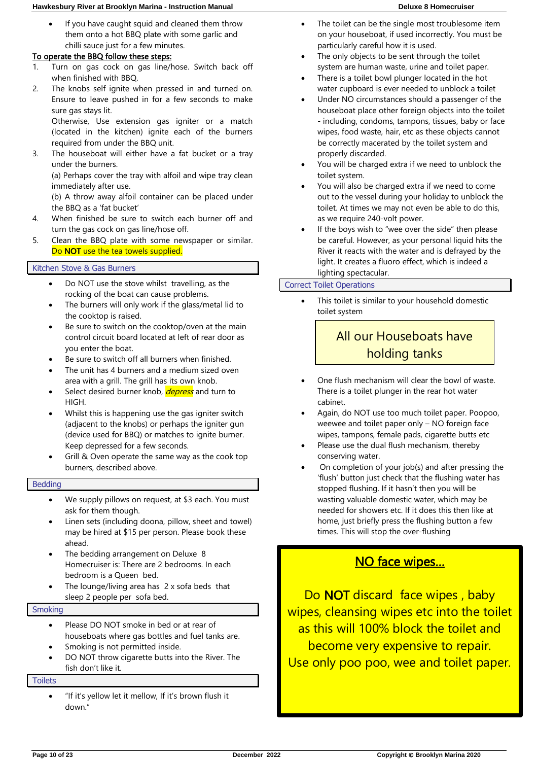- If you have caught squid and cleaned them throw them onto a hot BBQ plate with some garlic and chilli sauce just for a few minutes.

**To operate the BBQ follow these steps:**

1. Turn on gas cock on gas line/hose. Switch back off when finished with BBQ.
2. The knobs self ignite when pressed in and turned on. Ensure to leave pushed in for a few seconds to make sure gas stays lit.
   Otherwise, Use extension gas igniter or a match (located in the kitchen) ignite each of the burners required from under the BBQ unit.
3. The houseboat will either have a fat bucket or a tray under the burners.
   (a) Perhaps cover the tray with alfoil and wipe tray clean immediately after use.
   (b) A throw away alfoil container can be placed under the BBQ as a 'fat bucket'
4. When finished be sure to switch each burner off and turn the gas cock on gas line/hose off.
5. Clean the BBQ plate with some newspaper or similar. Do **NOT** use the tea towels supplied.

## Kitchen Stove & Gas Burners

- Do NOT use the stove whilst travelling, as the rocking of the boat can cause problems.
- The burners will only work if the glass/metal lid to the cooktop is raised.
- Be sure to switch on the cooktop/oven at the main control circuit board located at left of rear door as you enter the boat.
- Be sure to switch off all burners when finished.
- The unit has 4 burners and a medium sized oven area with a grill. The grill has its own knob.
- Select desired burner knob, *depress* and turn to HIGH.
- Whilst this is happening use the gas igniter switch (adjacent to the knobs) or perhaps the igniter gun (device used for BBQ) or matches to ignite burner. Keep depressed for a few seconds.
- Grill & Oven operate the same way as the cook top burners, described above.

## Bedding

- We supply pillows on request, at $3 each. You must ask for them though.
- Linen sets (including doona, pillow, sheet and towel) may be hired at $15 per person. Please book these ahead.
- The bedding arrangement on Deluxe 8 Homecruiser is: There are 2 bedrooms. In each bedroom is a Queen bed.
- The lounge/living area has 2 x sofa beds that sleep 2 people per sofa bed.

## Smoking

- Please DO NOT smoke in bed or at rear of houseboats where gas bottles and fuel tanks are.
- Smoking is not permitted inside.
- DO NOT throw cigarette butts into the River. The fish don't like it.

## Toilets

- "If it's yellow let it mellow, If it's brown flush it down."
- The toilet can be the single most troublesome item on your houseboat, if used incorrectly. You must be particularly careful how it is used.
- The only objects to be sent through the toilet system are human waste, urine and toilet paper.
- There is a toilet bowl plunger located in the hot water cupboard is ever needed to unblock a toilet
- Under NO circumstances should a passenger of the houseboat place other foreign objects into the toilet - including, condoms, tampons, tissues, baby or face wipes, food waste, hair, etc as these objects cannot be correctly macerated by the toilet system and properly discarded.
- You will be charged extra if we need to unblock the toilet system.
- You will also be charged extra if we need to come out to the vessel during your holiday to unblock the toilet. At times we may not even be able to do this, as we require 240-volt power.
- If the boys wish to "wee over the side" then please be careful. However, as your personal liquid hits the River it reacts with the water and is defrayed by the light. It creates a fluoro effect, which is indeed a lighting spectacular.

## Correct Toilet Operations

- This toilet is similar to your household domestic toilet system

**All our Houseboats have holding tanks**

- One flush mechanism will clear the bowl of waste. There is a toilet plunger in the rear hot water cabinet.
- Again, do NOT use too much toilet paper. Poopoo, weewee and toilet paper only – NO foreign face wipes, tampons, female pads, cigarette butts etc
- Please use the dual flush mechanism, thereby conserving water.
- On completion of your job(s) and after pressing the 'flush' button just check that the flushing water has stopped flushing. If it hasn't then you will be wasting valuable domestic water, which may be needed for showers etc. If it does this then like at home, just briefly press the flushing button a few times. This will stop the over-flushing

**NO face wipes…**

Do **NOT** discard face wipes , baby wipes, cleansing wipes etc into the toilet as this will 100% block the toilet and become very expensive to repair. Use only poo poo, wee and toilet paper.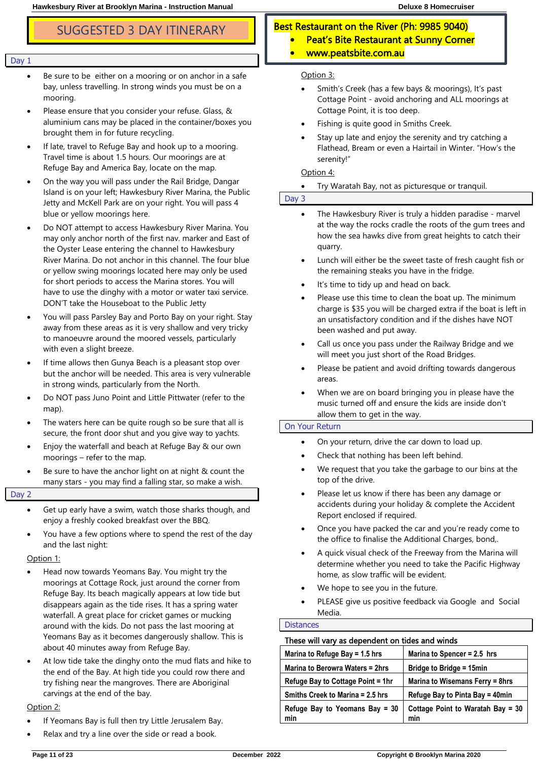# SUGGESTED 3 DAY ITINERARY

## Day 1

- Be sure to be either on a mooring or on anchor in a safe bay, unless travelling. In strong winds you must be on a mooring.
- Please ensure that you consider your refuse. Glass, & aluminium cans may be placed in the container/boxes you brought them in for future recycling.
- If late, travel to Refuge Bay and hook up to a mooring. Travel time is about 1.5 hours. Our moorings are at Refuge Bay and America Bay, locate on the map.
- On the way you will pass under the Rail Bridge, Dangar Island is on your left; Hawkesbury River Marina, the Public Jetty and McKell Park are on your right. You will pass 4 blue or yellow moorings here.
- Do NOT attempt to access Hawkesbury River Marina. You may only anchor north of the first nav. marker and East of the Oyster Lease entering the channel to Hawkesbury River Marina. Do not anchor in this channel. The four blue or yellow swing moorings located here may only be used for short periods to access the Marina stores. You will have to use the dinghy with a motor or water taxi service. DON'T take the Houseboat to the Public Jetty
- You will pass Parsley Bay and Porto Bay on your right. Stay away from these areas as it is very shallow and very tricky to manoeuvre around the moored vessels, particularly with even a slight breeze.
- If time allows then Gunya Beach is a pleasant stop over but the anchor will be needed. This area is very vulnerable in strong winds, particularly from the North.
- Do NOT pass Juno Point and Little Pittwater (refer to the map).
- The waters here can be quite rough so be sure that all is secure, the front door shut and you give way to yachts.
- Enjoy the waterfall and beach at Refuge Bay & our own moorings – refer to the map.
- Be sure to have the anchor light on at night & count the many stars - you may find a falling star, so make a wish.

## Day 2

- Get up early have a swim, watch those sharks though, and enjoy a freshly cooked breakfast over the BBQ.
- You have a few options where to spend the rest of the day and the last night:

Option 1:

- Head now towards Yeomans Bay. You might try the moorings at Cottage Rock, just around the corner from Refuge Bay. Its beach magically appears at low tide but disappears again as the tide rises. It has a spring water waterfall. A great place for cricket games or mucking around with the kids. Do not pass the last mooring at Yeomans Bay as it becomes dangerously shallow. This is about 40 minutes away from Refuge Bay.
- At low tide take the dinghy onto the mud flats and hike to the end of the Bay. At high tide you could row there and try fishing near the mangroves. There are Aboriginal carvings at the end of the bay.

Option 2:

- If Yeomans Bay is full then try Little Jerusalem Bay.
- Relax and try a line over the side or read a book.

**Best Restaurant on the River (Ph: 9985 9040)**

- **Peat's Bite Restaurant at Sunny Corner**
- **www.peatsbite.com.au**

Option 3:

- Smith's Creek (has a few bays & moorings), It's past Cottage Point - avoid anchoring and ALL moorings at Cottage Point, it is too deep.
- Fishing is quite good in Smiths Creek.
- Stay up late and enjoy the serenity and try catching a Flathead, Bream or even a Hairtail in Winter. "How's the serenity!"

Option 4:

- Try Waratah Bay, not as picturesque or tranquil.

## Day 3

- The Hawkesbury River is truly a hidden paradise - marvel at the way the rocks cradle the roots of the gum trees and how the sea hawks dive from great heights to catch their quarry.
- Lunch will either be the sweet taste of fresh caught fish or the remaining steaks you have in the fridge.
- It's time to tidy up and head on back.
- Please use this time to clean the boat up. The minimum charge is $35 you will be charged extra if the boat is left in an unsatisfactory condition and if the dishes have NOT been washed and put away.
- Call us once you pass under the Railway Bridge and we will meet you just short of the Road Bridges.
- Please be patient and avoid drifting towards dangerous areas.
- When we are on board bringing you in please have the music turned off and ensure the kids are inside don't allow them to get in the way.

## On Your Return

- On your return, drive the car down to load up.
- Check that nothing has been left behind.
- We request that you take the garbage to our bins at the top of the drive.
- Please let us know if there has been any damage or accidents during your holiday & complete the Accident Report enclosed if required.
- Once you have packed the car and you're ready come to the office to finalise the Additional Charges, bond,.
- A quick visual check of the Freeway from the Marina will determine whether you need to take the Pacific Highway home, as slow traffic will be evident.
- We hope to see you in the future.
- PLEASE give us positive feedback via Google and Social Media.

## Distances

These will vary as dependent on tides and winds

| | |
|---|---|
| **Marina to Refuge Bay = 1.5 hrs** | **Marina to Spencer = 2.5 hrs** |
| **Marina to Berowra Waters = 2hrs** | **Bridge to Bridge = 15min** |
| **Refuge Bay to Cottage Point = 1hr** | **Marina to Wisemans Ferry = 8hrs** |
| **Smiths Creek to Marina = 2.5 hrs** | **Refuge Bay to Pinta Bay = 40min** |
| **Refuge Bay to Yeomans Bay = 30 min** | **Cottage Point to Waratah Bay = 30 min** |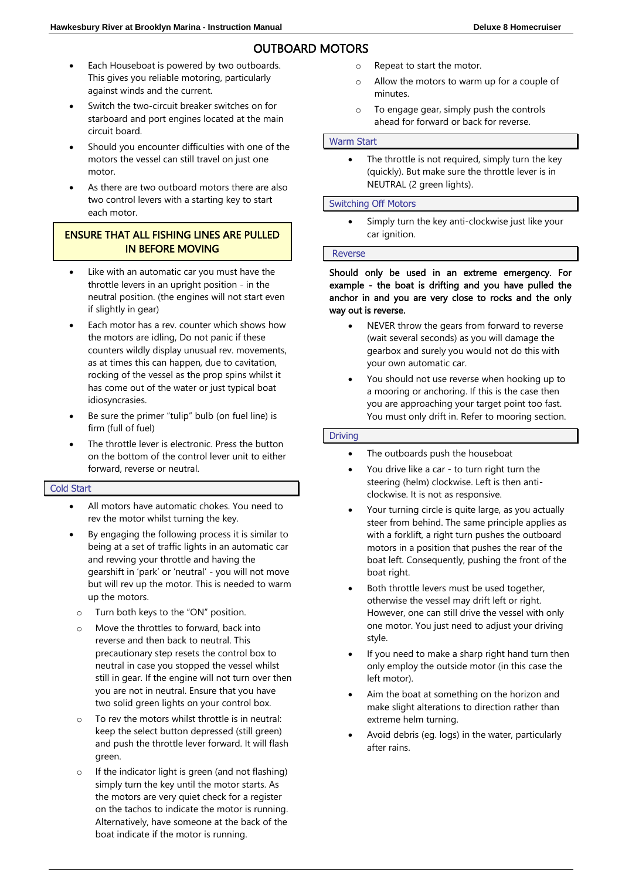# OUTBOARD MOTORS

- Each Houseboat is powered by two outboards. This gives you reliable motoring, particularly against winds and the current.
- Switch the two-circuit breaker switches on for starboard and port engines located at the main circuit board.
- Should you encounter difficulties with one of the motors the vessel can still travel on just one motor.
- As there are two outboard motors there are also two control levers with a starting key to start each motor.

**ENSURE THAT ALL FISHING LINES ARE PULLED IN BEFORE MOVING**

- Like with an automatic car you must have the throttle levers in an upright position - in the neutral position. (the engines will not start even if slightly in gear)
- Each motor has a rev. counter which shows how the motors are idling, Do not panic if these counters wildly display unusual rev. movements, as at times this can happen, due to cavitation, rocking of the vessel as the prop spins whilst it has come out of the water or just typical boat idiosyncrasies.
- Be sure the primer "tulip" bulb (on fuel line) is firm (full of fuel)
- The throttle lever is electronic. Press the button on the bottom of the control lever unit to either forward, reverse or neutral.

## Cold Start

- All motors have automatic chokes. You need to rev the motor whilst turning the key.
- By engaging the following process it is similar to being at a set of traffic lights in an automatic car and revving your throttle and having the gearshift in 'park' or 'neutral' - you will not move but will rev up the motor. This is needed to warm up the motors.
  - Turn both keys to the "ON" position.
  - Move the throttles to forward, back into reverse and then back to neutral. This precautionary step resets the control box to neutral in case you stopped the vessel whilst still in gear. If the engine will not turn over then you are not in neutral. Ensure that you have two solid green lights on your control box.
  - To rev the motors whilst throttle is in neutral: keep the select button depressed (still green) and push the throttle lever forward. It will flash green.
  - If the indicator light is green (and not flashing) simply turn the key until the motor starts. As the motors are very quiet check for a register on the tachos to indicate the motor is running. Alternatively, have someone at the back of the boat indicate if the motor is running.
  - Repeat to start the motor.
  - Allow the motors to warm up for a couple of minutes.
  - To engage gear, simply push the controls ahead for forward or back for reverse.

## Warm Start

- The throttle is not required, simply turn the key (quickly). But make sure the throttle lever is in NEUTRAL (2 green lights).

## Switching Off Motors

- Simply turn the key anti-clockwise just like your car ignition.

## Reverse

**Should only be used in an extreme emergency. For example - the boat is drifting and you have pulled the anchor in and you are very close to rocks and the only way out is reverse.**

- NEVER throw the gears from forward to reverse (wait several seconds) as you will damage the gearbox and surely you would not do this with your own automatic car.
- You should not use reverse when hooking up to a mooring or anchoring. If this is the case then you are approaching your target point too fast. You must only drift in. Refer to mooring section.

## Driving

- The outboards push the houseboat
- You drive like a car - to turn right turn the steering (helm) clockwise. Left is then anti-clockwise. It is not as responsive.
- Your turning circle is quite large, as you actually steer from behind. The same principle applies as with a forklift, a right turn pushes the outboard motors in a position that pushes the rear of the boat left. Consequently, pushing the front of the boat right.
- Both throttle levers must be used together, otherwise the vessel may drift left or right. However, one can still drive the vessel with only one motor. You just need to adjust your driving style.
- If you need to make a sharp right hand turn then only employ the outside motor (in this case the left motor).
- Aim the boat at something on the horizon and make slight alterations to direction rather than extreme helm turning.
- Avoid debris (eg. logs) in the water, particularly after rains.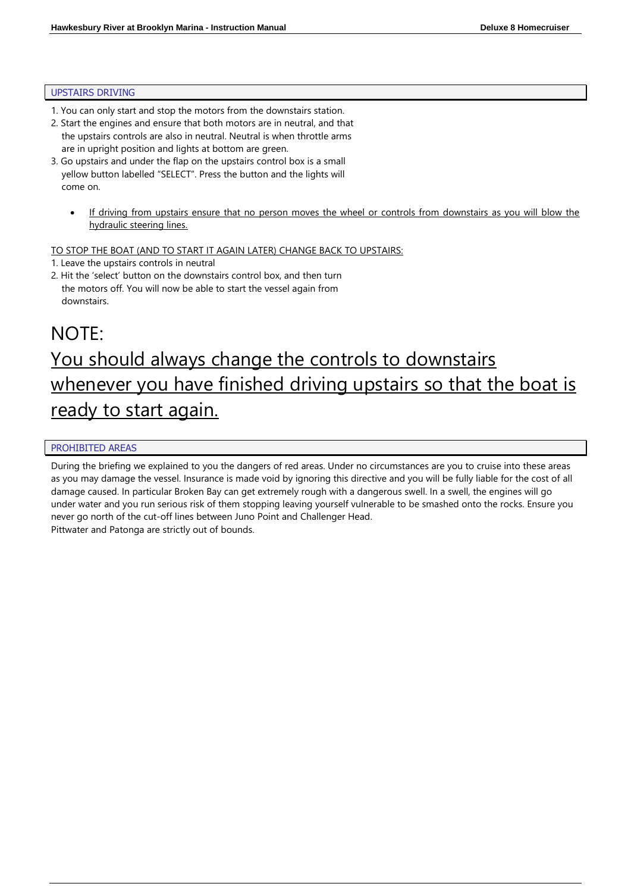## UPSTAIRS DRIVING

1. You can only start and stop the motors from the downstairs station.
2. Start the engines and ensure that both motors are in neutral, and that the upstairs controls are also in neutral. Neutral is when throttle arms are in upright position and lights at bottom are green.
3. Go upstairs and under the flap on the upstairs control box is a small yellow button labelled "SELECT". Press the button and the lights will come on.

- <u>If driving from upstairs ensure that no person moves the wheel or controls from downstairs as you will blow the hydraulic steering lines.</u>

<u>TO STOP THE BOAT (AND TO START IT AGAIN LATER) CHANGE BACK TO UPSTAIRS:</u>

1. Leave the upstairs controls in neutral
2. Hit the 'select' button on the downstairs control box, and then turn the motors off. You will now be able to start the vessel again from downstairs.

# NOTE:

# <u>You should always change the controls to downstairs whenever you have finished driving upstairs so that the boat is ready to start again.</u>

## PROHIBITED AREAS

During the briefing we explained to you the dangers of red areas. Under no circumstances are you to cruise into these areas as you may damage the vessel. Insurance is made void by ignoring this directive and you will be fully liable for the cost of all damage caused. In particular Broken Bay can get extremely rough with a dangerous swell. In a swell, the engines will go under water and you run serious risk of them stopping leaving yourself vulnerable to be smashed onto the rocks. Ensure you never go north of the cut-off lines between Juno Point and Challenger Head.
Pittwater and Patonga are strictly out of bounds.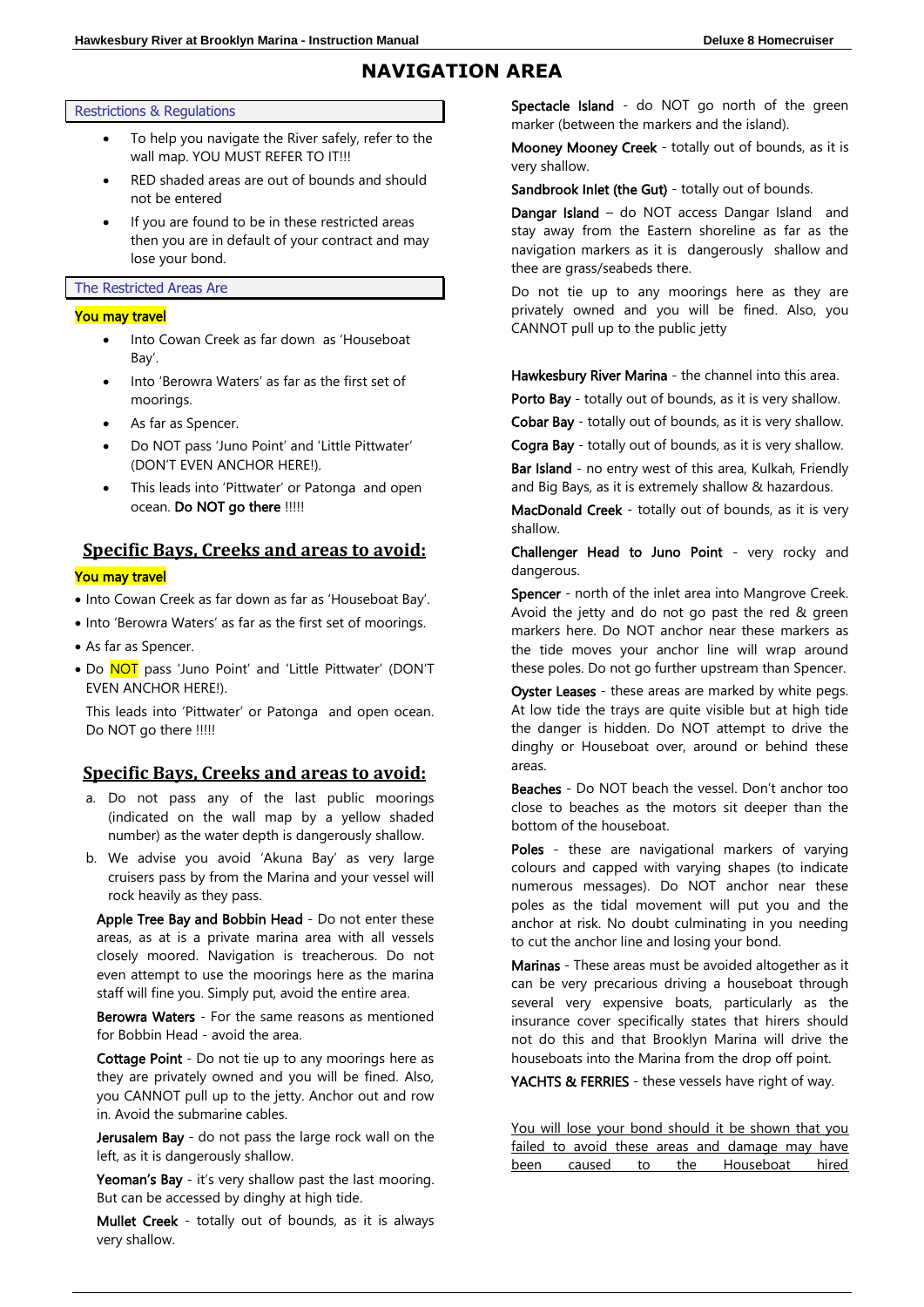# NAVIGATION AREA

## Restrictions & Regulations

- To help you navigate the River safely, refer to the wall map. YOU MUST REFER TO IT!!!
- RED shaded areas are out of bounds and should not be entered
- If you are found to be in these restricted areas then you are in default of your contract and may lose your bond.

## The Restricted Areas Are

**You may travel**

- Into Cowan Creek as far down as 'Houseboat Bay'.
- Into 'Berowra Waters' as far as the first set of moorings.
- As far as Spencer.
- Do NOT pass 'Juno Point' and 'Little Pittwater' (DON'T EVEN ANCHOR HERE!).
- This leads into 'Pittwater' or Patonga and open ocean. **Do NOT go there** !!!!!

## Specific Bays, Creeks and areas to avoid:

**You may travel**

- Into Cowan Creek as far down as far as 'Houseboat Bay'.
- Into 'Berowra Waters' as far as the first set of moorings.
- As far as Spencer.
- Do NOT pass 'Juno Point' and 'Little Pittwater' (DON'T EVEN ANCHOR HERE!).

  This leads into 'Pittwater' or Patonga and open ocean. Do NOT go there !!!!!

## Specific Bays, Creeks and areas to avoid:

a. Do not pass any of the last public moorings (indicated on the wall map by a yellow shaded number) as the water depth is dangerously shallow.
b. We advise you avoid 'Akuna Bay' as very large cruisers pass by from the Marina and your vessel will rock heavily as they pass.

**Apple Tree Bay and Bobbin Head** - Do not enter these areas, as at is a private marina area with all vessels closely moored. Navigation is treacherous. Do not even attempt to use the moorings here as the marina staff will fine you. Simply put, avoid the entire area.

**Berowra Waters** - For the same reasons as mentioned for Bobbin Head - avoid the area.

**Cottage Point** - Do not tie up to any moorings here as they are privately owned and you will be fined. Also, you CANNOT pull up to the jetty. Anchor out and row in. Avoid the submarine cables.

**Jerusalem Bay** - do not pass the large rock wall on the left, as it is dangerously shallow.

**Yeoman's Bay** - it's very shallow past the last mooring. But can be accessed by dinghy at high tide.

**Mullet Creek** - totally out of bounds, as it is always very shallow.

**Spectacle Island** - do NOT go north of the green marker (between the markers and the island).

**Mooney Mooney Creek** - totally out of bounds, as it is very shallow.

**Sandbrook Inlet (the Gut)** - totally out of bounds.

**Dangar Island** – do NOT access Dangar Island and stay away from the Eastern shoreline as far as the navigation markers as it is dangerously shallow and thee are grass/seabeds there.

Do not tie up to any moorings here as they are privately owned and you will be fined. Also, you CANNOT pull up to the public jetty

**Hawkesbury River Marina** - the channel into this area.

**Porto Bay** - totally out of bounds, as it is very shallow.

**Cobar Bay** - totally out of bounds, as it is very shallow.

**Cogra Bay** - totally out of bounds, as it is very shallow.

**Bar Island** - no entry west of this area, Kulkah, Friendly and Big Bays, as it is extremely shallow & hazardous.

**MacDonald Creek** - totally out of bounds, as it is very shallow.

**Challenger Head to Juno Point** - very rocky and dangerous.

**Spencer** - north of the inlet area into Mangrove Creek. Avoid the jetty and do not go past the red & green markers here. Do NOT anchor near these markers as the tide moves your anchor line will wrap around these poles. Do not go further upstream than Spencer.

**Oyster Leases** - these areas are marked by white pegs. At low tide the trays are quite visible but at high tide the danger is hidden. Do NOT attempt to drive the dinghy or Houseboat over, around or behind these areas.

**Beaches** - Do NOT beach the vessel. Don't anchor too close to beaches as the motors sit deeper than the bottom of the houseboat.

**Poles** - these are navigational markers of varying colours and capped with varying shapes (to indicate numerous messages). Do NOT anchor near these poles as the tidal movement will put you and the anchor at risk. No doubt culminating in you needing to cut the anchor line and losing your bond.

**Marinas** - These areas must be avoided altogether as it can be very precarious driving a houseboat through several very expensive boats, particularly as the insurance cover specifically states that hirers should not do this and that Brooklyn Marina will drive the houseboats into the Marina from the drop off point.

**YACHTS & FERRIES** - these vessels have right of way.

<u>You will lose your bond should it be shown that you failed to avoid these areas and damage may have been caused to the Houseboat hired</u>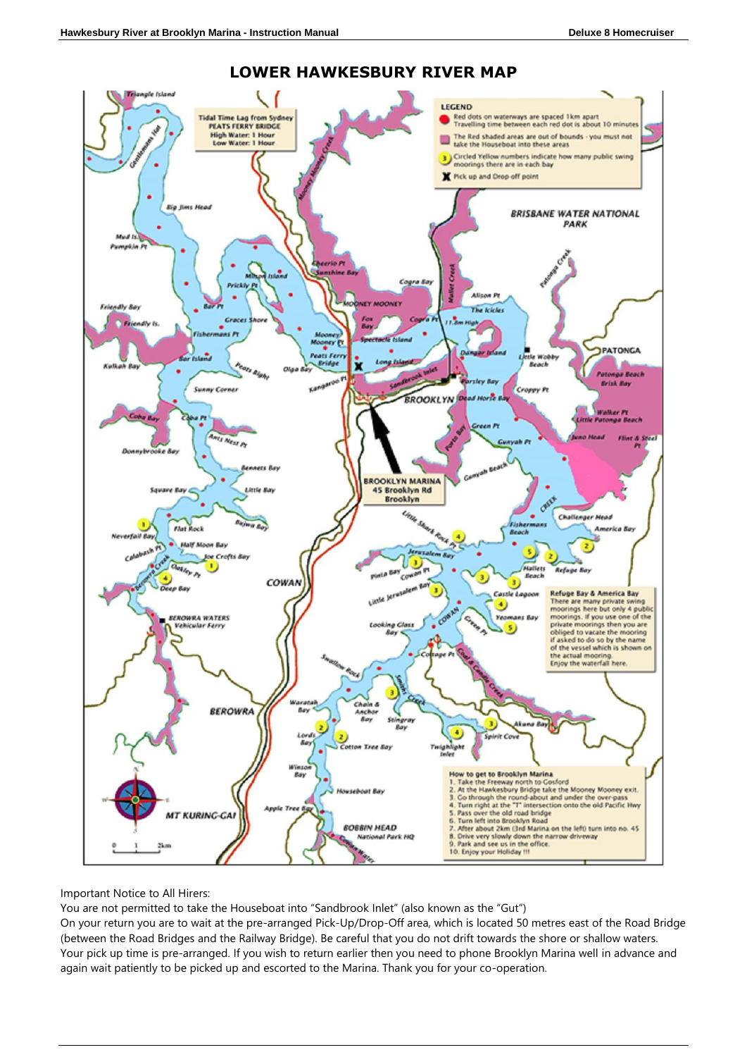# LOWER HAWKESBURY RIVER MAP

Important Notice to All Hirers:

You are not permitted to take the Houseboat into "Sandbrook Inlet" (also known as the "Gut")

On your return you are to wait at the pre-arranged Pick-Up/Drop-Off area, which is located 50 metres east of the Road Bridge (between the Road Bridges and the Railway Bridge). Be careful that you do not drift towards the shore or shallow waters. Your pick up time is pre-arranged. If you wish to return earlier then you need to phone Brooklyn Marina well in advance and again wait patiently to be picked up and escorted to the Marina. Thank you for your co-operation.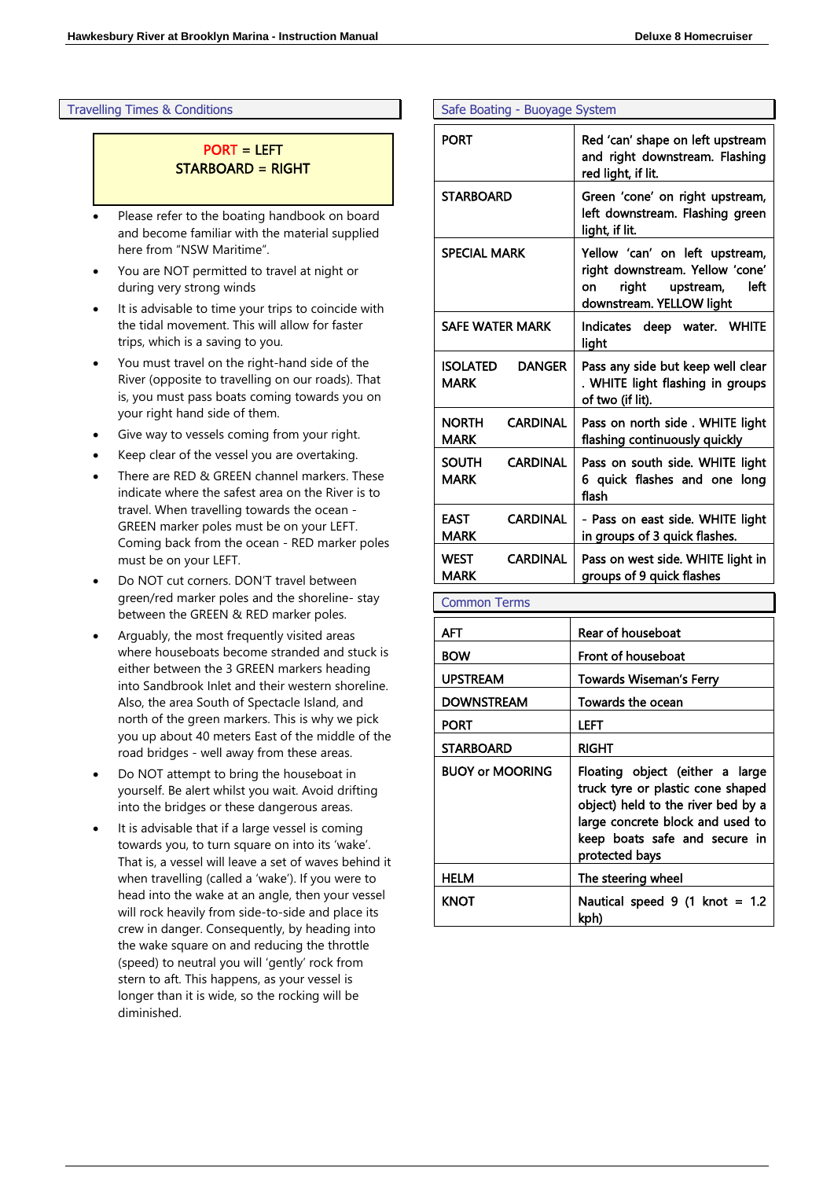## Travelling Times & Conditions

**PORT = LEFT**
**STARBOARD = RIGHT**

- Please refer to the boating handbook on board and become familiar with the material supplied here from "NSW Maritime".
- You are NOT permitted to travel at night or during very strong winds
- It is advisable to time your trips to coincide with the tidal movement. This will allow for faster trips, which is a saving to you.
- You must travel on the right-hand side of the River (opposite to travelling on our roads). That is, you must pass boats coming towards you on your right hand side of them.
- Give way to vessels coming from your right.
- Keep clear of the vessel you are overtaking.
- There are RED & GREEN channel markers. These indicate where the safest area on the River is to travel. When travelling towards the ocean - GREEN marker poles must be on your LEFT. Coming back from the ocean - RED marker poles must be on your LEFT.
- Do NOT cut corners. DON'T travel between green/red marker poles and the shoreline- stay between the GREEN & RED marker poles.
- Arguably, the most frequently visited areas where houseboats become stranded and stuck is either between the 3 GREEN markers heading into Sandbrook Inlet and their western shoreline. Also, the area South of Spectacle Island, and north of the green markers. This is why we pick you up about 40 meters East of the middle of the road bridges - well away from these areas.
- Do NOT attempt to bring the houseboat in yourself. Be alert whilst you wait. Avoid drifting into the bridges or these dangerous areas.
- It is advisable that if a large vessel is coming towards you, to turn square on into its 'wake'. That is, a vessel will leave a set of waves behind it when travelling (called a 'wake'). If you were to head into the wake at an angle, then your vessel will rock heavily from side-to-side and place its crew in danger. Consequently, by heading into the wake square on and reducing the throttle (speed) to neutral you will 'gently' rock from stern to aft. This happens, as your vessel is longer than it is wide, so the rocking will be diminished.

## Safe Boating - Buoyage System

| | |
|---|---|
| PORT | Red 'can' shape on left upstream and right downstream. Flashing red light, if lit. |
| STARBOARD | Green 'cone' on right upstream, left downstream. Flashing green light, if lit. |
| SPECIAL MARK | Yellow 'can' on left upstream, right downstream. Yellow 'cone' on right upstream, left downstream. YELLOW light |
| SAFE WATER MARK | Indicates deep water. WHITE light |
| ISOLATED DANGER MARK | Pass any side but keep well clear . WHITE light flashing in groups of two (if lit). |
| NORTH CARDINAL MARK | Pass on north side . WHITE light flashing continuously quickly |
| SOUTH CARDINAL MARK | Pass on south side. WHITE light 6 quick flashes and one long flash |
| EAST CARDINAL MARK | - Pass on east side. WHITE light in groups of 3 quick flashes. |
| WEST CARDINAL MARK | Pass on west side. WHITE light in groups of 9 quick flashes |

## Common Terms

| | |
|---|---|
| AFT | Rear of houseboat |
| BOW | Front of houseboat |
| UPSTREAM | Towards Wiseman's Ferry |
| DOWNSTREAM | Towards the ocean |
| PORT | LEFT |
| STARBOARD | RIGHT |
| BUOY or MOORING | Floating object (either a large truck tyre or plastic cone shaped object) held to the river bed by a large concrete block and used to keep boats safe and secure in protected bays |
| HELM | The steering wheel |
| KNOT | Nautical speed 9 (1 knot = 1.2 kph) |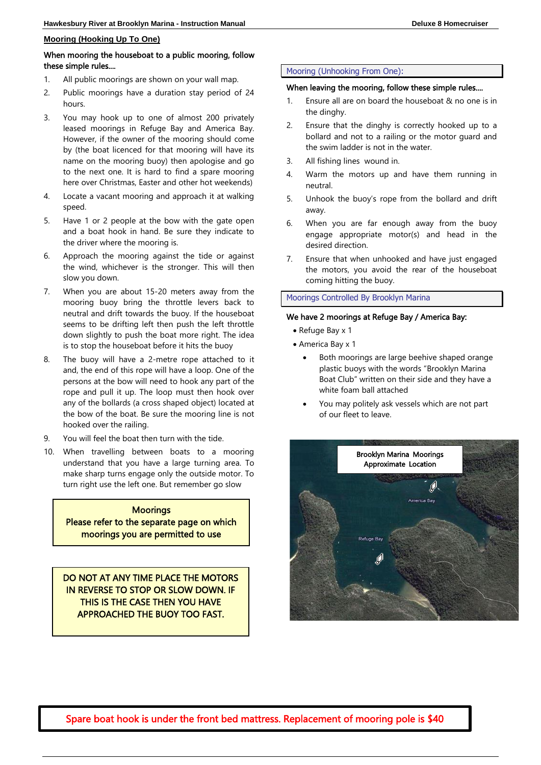## Mooring (Hooking Up To One)

**When mooring the houseboat to a public mooring, follow these simple rules....**

1. All public moorings are shown on your wall map.
2. Public moorings have a duration stay period of 24 hours.
3. You may hook up to one of almost 200 privately leased moorings in Refuge Bay and America Bay. However, if the owner of the mooring should come by (the boat licenced for that mooring will have its name on the mooring buoy) then apologise and go to the next one. It is hard to find a spare mooring here over Christmas, Easter and other hot weekends)
4. Locate a vacant mooring and approach it at walking speed.
5. Have 1 or 2 people at the bow with the gate open and a boat hook in hand. Be sure they indicate to the driver where the mooring is.
6. Approach the mooring against the tide or against the wind, whichever is the stronger. This will then slow you down.
7. When you are about 15-20 meters away from the mooring buoy bring the throttle levers back to neutral and drift towards the buoy. If the houseboat seems to be drifting left then push the left throttle down slightly to push the boat more right. The idea is to stop the houseboat before it hits the buoy
8. The buoy will have a 2-metre rope attached to it and, the end of this rope will have a loop. One of the persons at the bow will need to hook any part of the rope and pull it up. The loop must then hook over any of the bollards (a cross shaped object) located at the bow of the boat. Be sure the mooring line is not hooked over the railing.
9. You will feel the boat then turn with the tide.
10. When travelling between boats to a mooring understand that you have a large turning area. To make sharp turns engage only the outside motor. To turn right use the left one. But remember go slow

> Moorings
> Please refer to the separate page on which moorings you are permitted to use

> DO NOT AT ANY TIME PLACE THE MOTORS IN REVERSE TO STOP OR SLOW DOWN. IF THIS IS THE CASE THEN YOU HAVE APPROACHED THE BUOY TOO FAST.

## Mooring (Unhooking From One):

**When leaving the mooring, follow these simple rules....**

1. Ensure all are on board the houseboat & no one is in the dinghy.
2. Ensure that the dinghy is correctly hooked up to a bollard and not to a railing or the motor guard and the swim ladder is not in the water.
3. All fishing lines wound in.
4. Warm the motors up and have them running in neutral.
5. Unhook the buoy's rope from the bollard and drift away.
6. When you are far enough away from the buoy engage appropriate motor(s) and head in the desired direction.
7. Ensure that when unhooked and have just engaged the motors, you avoid the rear of the houseboat coming hitting the buoy.

## Moorings Controlled By Brooklyn Marina

**We have 2 moorings at Refuge Bay / America Bay:**

- Refuge Bay x 1
- America Bay x 1
  - Both moorings are large beehive shaped orange plastic buoys with the words "Brooklyn Marina Boat Club" written on their side and they have a white foam ball attached
  - You may politely ask vessels which are not part of our fleet to leave.

Brooklyn Marina Moorings Approximate Location

America Bay

Refuge Bay

**Spare boat hook is under the front bed mattress. Replacement of mooring pole is $40**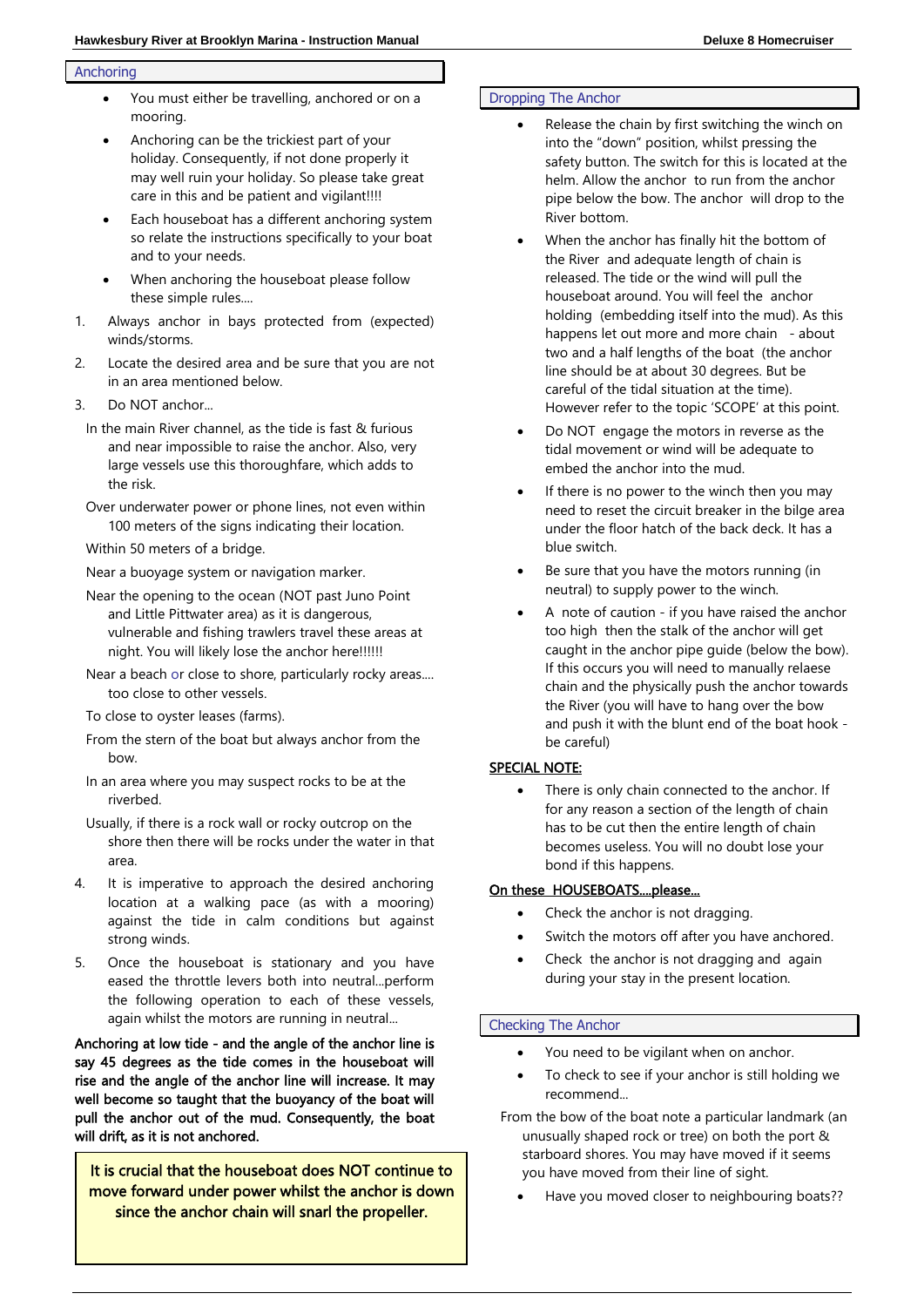## Anchoring

- You must either be travelling, anchored or on a mooring.
- Anchoring can be the trickiest part of your holiday. Consequently, if not done properly it may well ruin your holiday. So please take great care in this and be patient and vigilant!!!!
- Each houseboat has a different anchoring system so relate the instructions specifically to your boat and to your needs.
- When anchoring the houseboat please follow these simple rules....

1. Always anchor in bays protected from (expected) winds/storms.
2. Locate the desired area and be sure that you are not in an area mentioned below.
3. Do NOT anchor...

   In the main River channel, as the tide is fast & furious and near impossible to raise the anchor. Also, very large vessels use this thoroughfare, which adds to the risk.

   Over underwater power or phone lines, not even within 100 meters of the signs indicating their location.

   Within 50 meters of a bridge.

   Near a buoyage system or navigation marker.

   Near the opening to the ocean (NOT past Juno Point and Little Pittwater area) as it is dangerous, vulnerable and fishing trawlers travel these areas at night. You will likely lose the anchor here!!!!!

   Near a beach or close to shore, particularly rocky areas.... too close to other vessels.

   To close to oyster leases (farms).

   From the stern of the boat but always anchor from the bow.

   In an area where you may suspect rocks to be at the riverbed.

   Usually, if there is a rock wall or rocky outcrop on the shore then there will be rocks under the water in that area.

4. It is imperative to approach the desired anchoring location at a walking pace (as with a mooring) against the tide in calm conditions but against strong winds.
5. Once the houseboat is stationary and you have eased the throttle levers both into neutral...perform the following operation to each of these vessels, again whilst the motors are running in neutral...

**Anchoring at low tide - and the angle of the anchor line is say 45 degrees as the tide comes in the houseboat will rise and the angle of the anchor line will increase. It may well become so taught that the buoyancy of the boat will pull the anchor out of the mud. Consequently, the boat will drift, as it is not anchored.**

> **It is crucial that the houseboat does NOT continue to move forward under power whilst the anchor is down since the anchor chain will snarl the propeller.**

## Dropping The Anchor

- Release the chain by first switching the winch on into the "down" position, whilst pressing the safety button. The switch for this is located at the helm. Allow the anchor to run from the anchor pipe below the bow. The anchor will drop to the River bottom.
- When the anchor has finally hit the bottom of the River and adequate length of chain is released. The tide or the wind will pull the houseboat around. You will feel the anchor holding (embedding itself into the mud). As this happens let out more and more chain - about two and a half lengths of the boat (the anchor line should be at about 30 degrees. But be careful of the tidal situation at the time). However refer to the topic 'SCOPE' at this point.
- Do NOT engage the motors in reverse as the tidal movement or wind will be adequate to embed the anchor into the mud.
- If there is no power to the winch then you may need to reset the circuit breaker in the bilge area under the floor hatch of the back deck. It has a blue switch.
- Be sure that you have the motors running (in neutral) to supply power to the winch.
- A note of caution - if you have raised the anchor too high then the stalk of the anchor will get caught in the anchor pipe guide (below the bow). If this occurs you will need to manually relaese chain and the physically push the anchor towards the River (you will have to hang over the bow and push it with the blunt end of the boat hook - be careful)

**SPECIAL NOTE:**

- There is only chain connected to the anchor. If for any reason a section of the length of chain has to be cut then the entire length of chain becomes useless. You will no doubt lose your bond if this happens.

**On these HOUSEBOATS....please...**

- Check the anchor is not dragging.
- Switch the motors off after you have anchored.
- Check the anchor is not dragging and again during your stay in the present location.

## Checking The Anchor

- You need to be vigilant when on anchor.
- To check to see if your anchor is still holding we recommend...

From the bow of the boat note a particular landmark (an unusually shaped rock or tree) on both the port & starboard shores. You may have moved if it seems you have moved from their line of sight.

- Have you moved closer to neighbouring boats??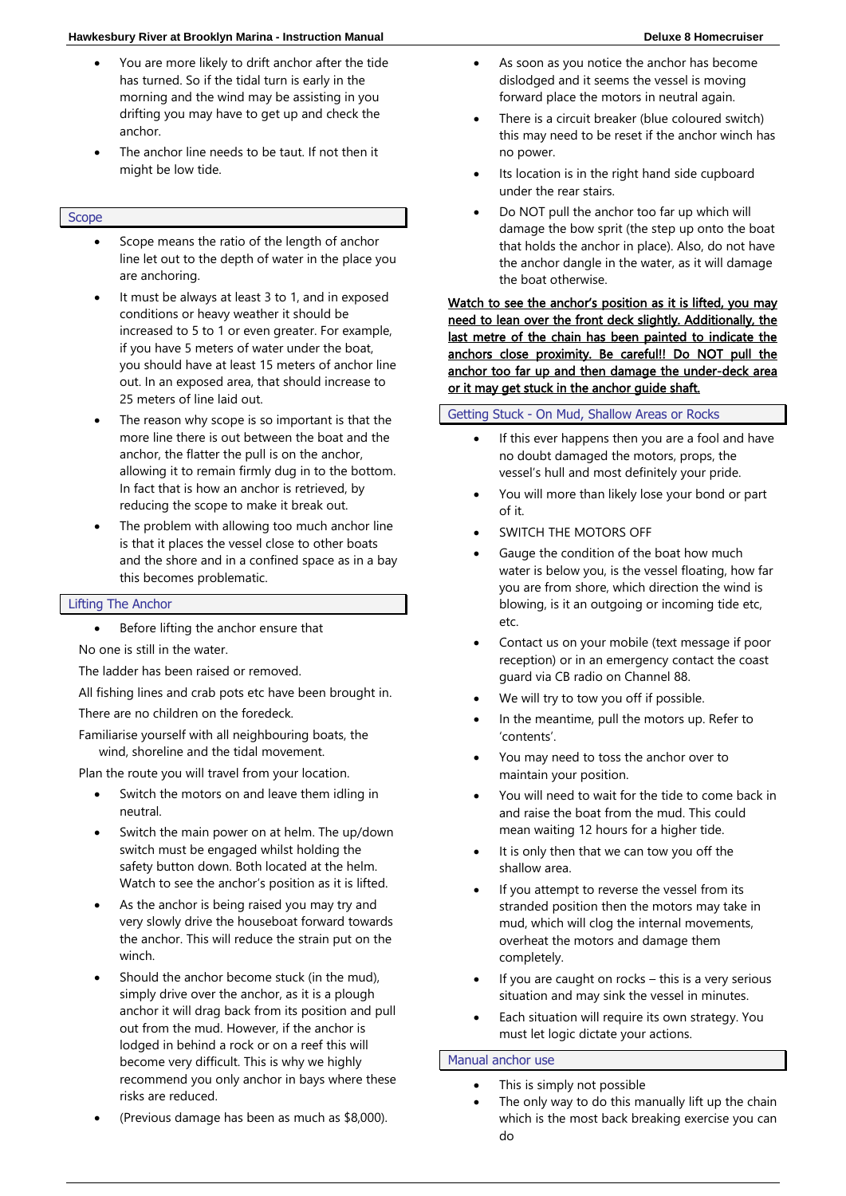- You are more likely to drift anchor after the tide has turned. So if the tidal turn is early in the morning and the wind may be assisting in you drifting you may have to get up and check the anchor.
- The anchor line needs to be taut. If not then it might be low tide.

## Scope

- Scope means the ratio of the length of anchor line let out to the depth of water in the place you are anchoring.
- It must be always at least 3 to 1, and in exposed conditions or heavy weather it should be increased to 5 to 1 or even greater. For example, if you have 5 meters of water under the boat, you should have at least 15 meters of anchor line out. In an exposed area, that should increase to 25 meters of line laid out.
- The reason why scope is so important is that the more line there is out between the boat and the anchor, the flatter the pull is on the anchor, allowing it to remain firmly dug in to the bottom. In fact that is how an anchor is retrieved, by reducing the scope to make it break out.
- The problem with allowing too much anchor line is that it places the vessel close to other boats and the shore and in a confined space as in a bay this becomes problematic.

## Lifting The Anchor

- Before lifting the anchor ensure that

No one is still in the water.

The ladder has been raised or removed.

All fishing lines and crab pots etc have been brought in.

There are no children on the foredeck.

Familiarise yourself with all neighbouring boats, the wind, shoreline and the tidal movement.

Plan the route you will travel from your location.

- Switch the motors on and leave them idling in neutral.
- Switch the main power on at helm. The up/down switch must be engaged whilst holding the safety button down. Both located at the helm. Watch to see the anchor's position as it is lifted.
- As the anchor is being raised you may try and very slowly drive the houseboat forward towards the anchor. This will reduce the strain put on the winch.
- Should the anchor become stuck (in the mud), simply drive over the anchor, as it is a plough anchor it will drag back from its position and pull out from the mud. However, if the anchor is lodged in behind a rock or on a reef this will become very difficult. This is why we highly recommend you only anchor in bays where these risks are reduced.
- (Previous damage has been as much as $8,000).
- As soon as you notice the anchor has become dislodged and it seems the vessel is moving forward place the motors in neutral again.
- There is a circuit breaker (blue coloured switch) this may need to be reset if the anchor winch has no power.
- Its location is in the right hand side cupboard under the rear stairs.
- Do NOT pull the anchor too far up which will damage the bow sprit (the step up onto the boat that holds the anchor in place). Also, do not have the anchor dangle in the water, as it will damage the boat otherwise.

<u>Watch to see the anchor's position as it is lifted, you may need to lean over the front deck slightly. Additionally, the last metre of the chain has been painted to indicate the anchors close proximity. Be careful!! Do NOT pull the anchor too far up and then damage the under-deck area or it may get stuck in the anchor guide shaft.</u>

## Getting Stuck - On Mud, Shallow Areas or Rocks

- If this ever happens then you are a fool and have no doubt damaged the motors, props, the vessel's hull and most definitely your pride.
- You will more than likely lose your bond or part of it.
- SWITCH THE MOTORS OFF
- Gauge the condition of the boat how much water is below you, is the vessel floating, how far you are from shore, which direction the wind is blowing, is it an outgoing or incoming tide etc, etc.
- Contact us on your mobile (text message if poor reception) or in an emergency contact the coast guard via CB radio on Channel 88.
- We will try to tow you off if possible.
- In the meantime, pull the motors up. Refer to 'contents'.
- You may need to toss the anchor over to maintain your position.
- You will need to wait for the tide to come back in and raise the boat from the mud. This could mean waiting 12 hours for a higher tide.
- It is only then that we can tow you off the shallow area.
- If you attempt to reverse the vessel from its stranded position then the motors may take in mud, which will clog the internal movements, overheat the motors and damage them completely.
- If you are caught on rocks – this is a very serious situation and may sink the vessel in minutes.
- Each situation will require its own strategy. You must let logic dictate your actions.

## Manual anchor use

- This is simply not possible
- The only way to do this manually lift up the chain which is the most back breaking exercise you can do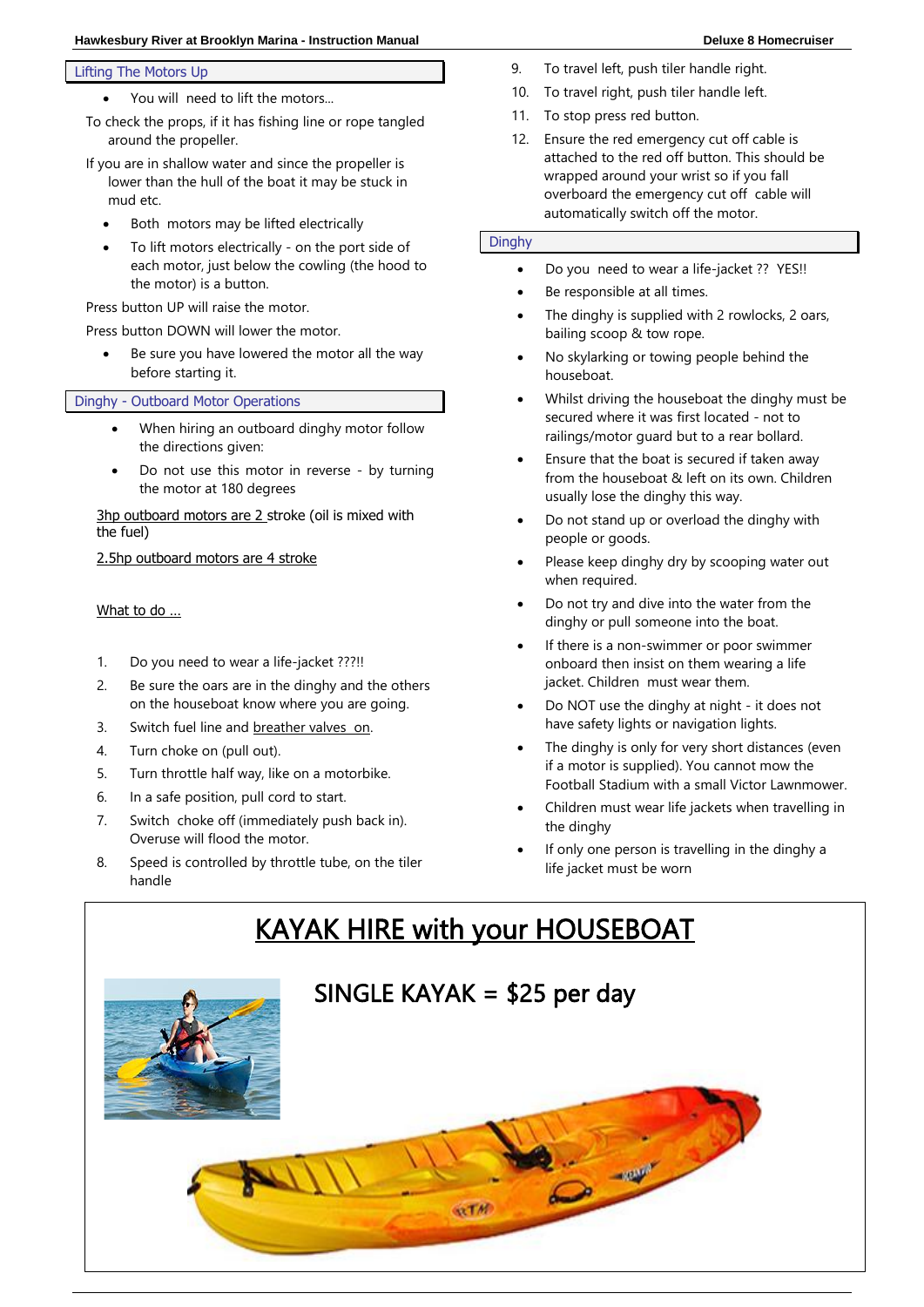## Lifting The Motors Up

- You will need to lift the motors…

To check the props, if it has fishing line or rope tangled around the propeller.

If you are in shallow water and since the propeller is lower than the hull of the boat it may be stuck in mud etc.

- Both motors may be lifted electrically
- To lift motors electrically - on the port side of each motor, just below the cowling (the hood to the motor) is a button.

Press button UP will raise the motor.

Press button DOWN will lower the motor.

- Be sure you have lowered the motor all the way before starting it.

## Dinghy - Outboard Motor Operations

- When hiring an outboard dinghy motor follow the directions given:
- Do not use this motor in reverse - by turning the motor at 180 degrees

3hp outboard motors are 2 stroke (oil is mixed with the fuel)

2.5hp outboard motors are 4 stroke

What to do …

1. Do you need to wear a life-jacket ???!!
2. Be sure the oars are in the dinghy and the others on the houseboat know where you are going.
3. Switch fuel line and breather valves on.
4. Turn choke on (pull out).
5. Turn throttle half way, like on a motorbike.
6. In a safe position, pull cord to start.
7. Switch choke off (immediately push back in). Overuse will flood the motor.
8. Speed is controlled by throttle tube, on the tiler handle
9. To travel left, push tiler handle right.
10. To travel right, push tiler handle left.
11. To stop press red button.
12. Ensure the red emergency cut off cable is attached to the red off button. This should be wrapped around your wrist so if you fall overboard the emergency cut off cable will automatically switch off the motor.

## Dinghy

- Do you need to wear a life-jacket ?? YES!!
- Be responsible at all times.
- The dinghy is supplied with 2 rowlocks, 2 oars, bailing scoop & tow rope.
- No skylarking or towing people behind the houseboat.
- Whilst driving the houseboat the dinghy must be secured where it was first located - not to railings/motor guard but to a rear bollard.
- Ensure that the boat is secured if taken away from the houseboat & left on its own. Children usually lose the dinghy this way.
- Do not stand up or overload the dinghy with people or goods.
- Please keep dinghy dry by scooping water out when required.
- Do not try and dive into the water from the dinghy or pull someone into the boat.
- If there is a non-swimmer or poor swimmer onboard then insist on them wearing a life jacket. Children must wear them.
- Do NOT use the dinghy at night - it does not have safety lights or navigation lights.
- The dinghy is only for very short distances (even if a motor is supplied). You cannot mow the Football Stadium with a small Victor Lawnmower.
- Children must wear life jackets when travelling in the dinghy
- If only one person is travelling in the dinghy a life jacket must be worn

# KAYAK HIRE with your HOUSEBOAT

## SINGLE KAYAK = $25 per day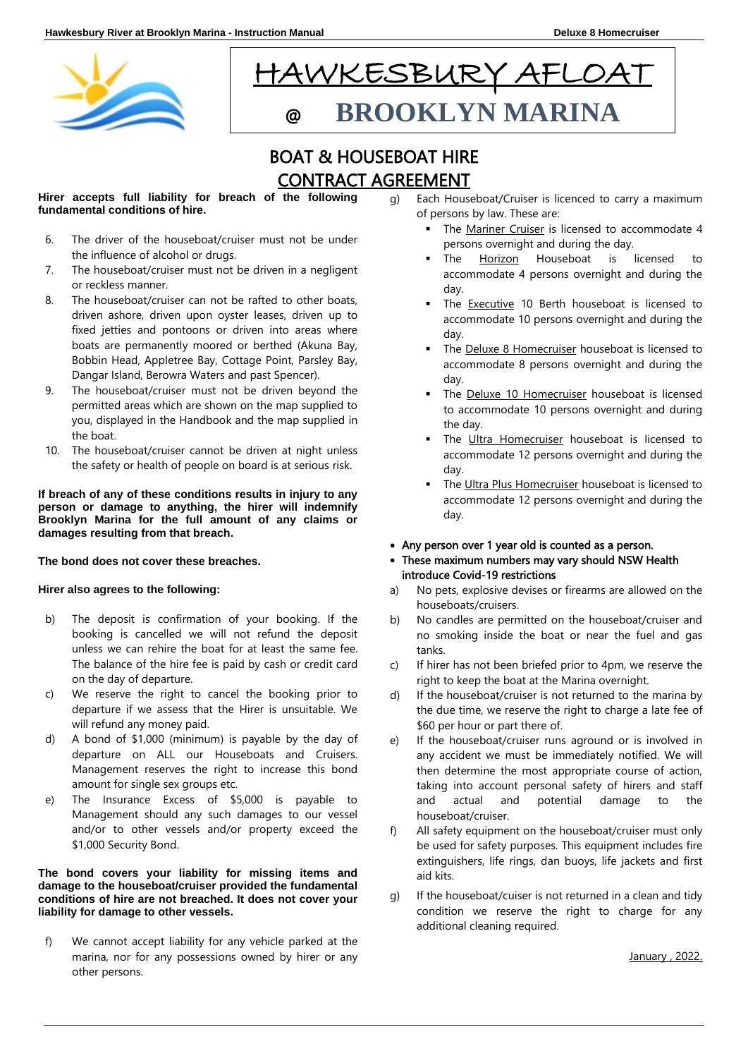# HAWKESBURY AFLOAT

## @ BROOKLYN MARINA

## BOAT & HOUSEBOAT HIRE
## CONTRACT AGREEMENT

**Hirer accepts full liability for breach of the following fundamental conditions of hire.**

6. The driver of the houseboat/cruiser must not be under the influence of alcohol or drugs.
7. The houseboat/cruiser must not be driven in a negligent or reckless manner.
8. The houseboat/cruiser can not be rafted to other boats, driven ashore, driven upon oyster leases, driven up to fixed jetties and pontoons or driven into areas where boats are permanently moored or berthed (Akuna Bay, Bobbin Head, Appletree Bay, Cottage Point, Parsley Bay, Dangar Island, Berowra Waters and past Spencer).
9. The houseboat/cruiser must not be driven beyond the permitted areas which are shown on the map supplied to you, displayed in the Handbook and the map supplied in the boat.
10. The houseboat/cruiser cannot be driven at night unless the safety or health of people on board is at serious risk.

**If breach of any of these conditions results in injury to any person or damage to anything, the hirer will indemnify Brooklyn Marina for the full amount of any claims or damages resulting from that breach.**

**The bond does not cover these breaches.**

**Hirer also agrees to the following:**

b) The deposit is confirmation of your booking. If the booking is cancelled we will not refund the deposit unless we can rehire the boat for at least the same fee. The balance of the hire fee is paid by cash or credit card on the day of departure.

c) We reserve the right to cancel the booking prior to departure if we assess that the Hirer is unsuitable. We will refund any money paid.

d) A bond of $1,000 (minimum) is payable by the day of departure on ALL our Houseboats and Cruisers. Management reserves the right to increase this bond amount for single sex groups etc.

e) The Insurance Excess of $5,000 is payable to Management should any such damages to our vessel and/or to other vessels and/or property exceed the $1,000 Security Bond.

**The bond covers your liability for missing items and damage to the houseboat/cruiser provided the fundamental conditions of hire are not breached. It does not cover your liability for damage to other vessels.**

f) We cannot accept liability for any vehicle parked at the marina, nor for any possessions owned by hirer or any other persons.

g) Each Houseboat/Cruiser is licenced to carry a maximum of persons by law. These are:
   - The <u>Mariner Cruiser</u> is licensed to accommodate 4 persons overnight and during the day.
   - The <u>Horizon</u> Houseboat is licensed to accommodate 4 persons overnight and during the day.
   - The <u>Executive</u> 10 Berth houseboat is licensed to accommodate 10 persons overnight and during the day.
   - The <u>Deluxe 8 Homecruiser</u> houseboat is licensed to accommodate 8 persons overnight and during the day.
   - The <u>Deluxe 10 Homecruiser</u> houseboat is licensed to accommodate 10 persons overnight and during the day.
   - The <u>Ultra Homecruiser</u> houseboat is licensed to accommodate 12 persons overnight and during the day.
   - The <u>Ultra Plus Homecruiser</u> houseboat is licensed to accommodate 12 persons overnight and during the day.

- **Any person over 1 year old is counted as a person.**
- **These maximum numbers may vary should NSW Health introduce Covid-19 restrictions**

a) No pets, explosive devises or firearms are allowed on the houseboats/cruisers.

b) No candles are permitted on the houseboat/cruiser and no smoking inside the boat or near the fuel and gas tanks.

c) If hirer has not been briefed prior to 4pm, we reserve the right to keep the boat at the Marina overnight.

d) If the houseboat/cruiser is not returned to the marina by the due time, we reserve the right to charge a late fee of $60 per hour or part there of.

e) If the houseboat/cruiser runs aground or is involved in any accident we must be immediately notified. We will then determine the most appropriate course of action, taking into account personal safety of hirers and staff and actual and potential damage to the houseboat/cruiser.

f) All safety equipment on the houseboat/cruiser must only be used for safety purposes. This equipment includes fire extinguishers, life rings, dan buoys, life jackets and first aid kits.

g) If the houseboat/cuiser is not returned in a clean and tidy condition we reserve the right to charge for any additional cleaning required.

<u>January , 2022.</u>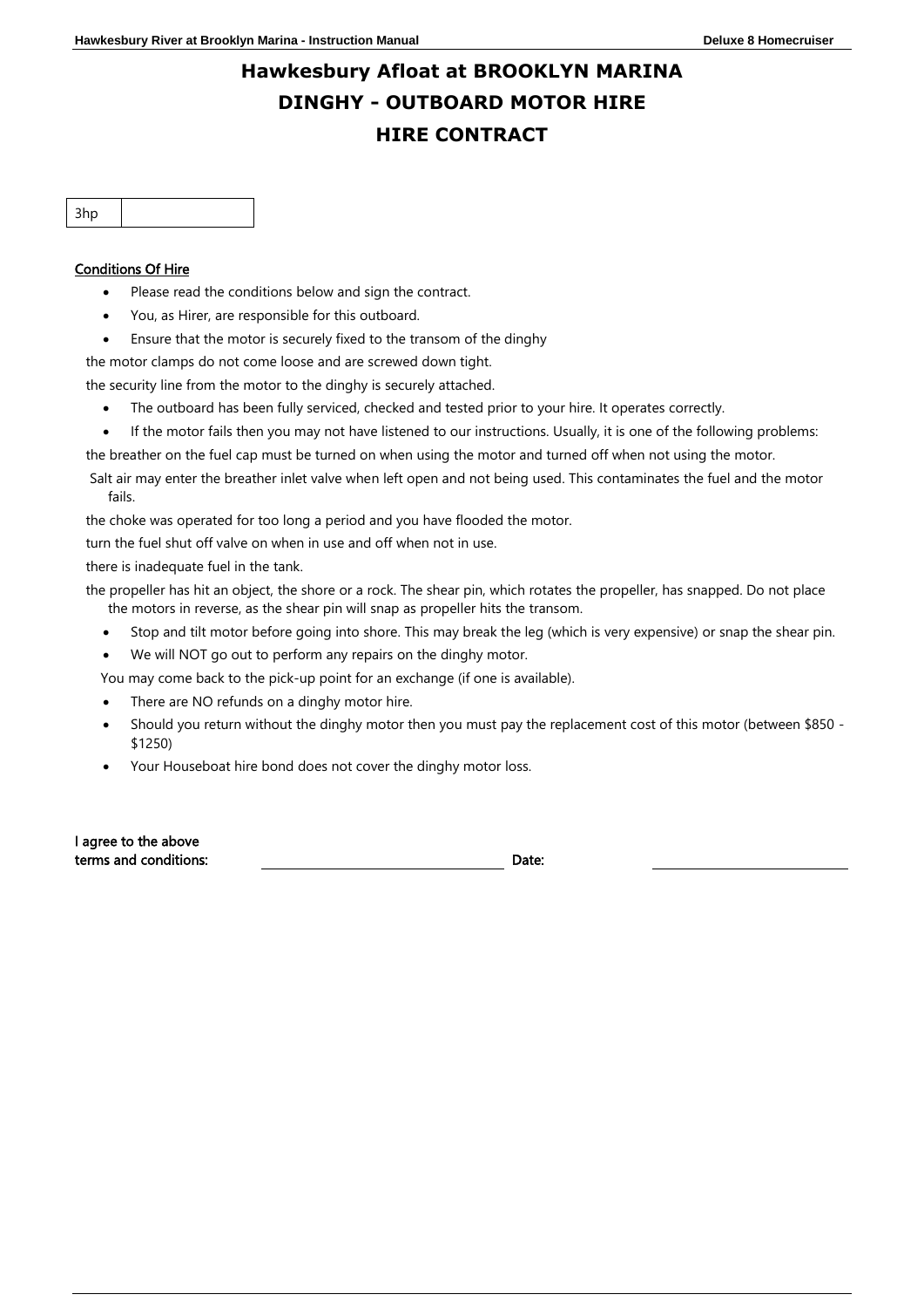# Hawkesbury Afloat at BROOKLYN MARINA
# DINGHY - OUTBOARD MOTOR HIRE
# HIRE CONTRACT

| 3hp | |
|---|---|

**Conditions Of Hire**

- Please read the conditions below and sign the contract.
- You, as Hirer, are responsible for this outboard.
- Ensure that the motor is securely fixed to the transom of the dinghy

the motor clamps do not come loose and are screwed down tight.

the security line from the motor to the dinghy is securely attached.

- The outboard has been fully serviced, checked and tested prior to your hire. It operates correctly.
- If the motor fails then you may not have listened to our instructions. Usually, it is one of the following problems:

the breather on the fuel cap must be turned on when using the motor and turned off when not using the motor.

Salt air may enter the breather inlet valve when left open and not being used. This contaminates the fuel and the motor fails.

the choke was operated for too long a period and you have flooded the motor.

turn the fuel shut off valve on when in use and off when not in use.

there is inadequate fuel in the tank.

the propeller has hit an object, the shore or a rock. The shear pin, which rotates the propeller, has snapped. Do not place the motors in reverse, as the shear pin will snap as propeller hits the transom.

- Stop and tilt motor before going into shore. This may break the leg (which is very expensive) or snap the shear pin.
- We will NOT go out to perform any repairs on the dinghy motor.

You may come back to the pick-up point for an exchange (if one is available).

- There are NO refunds on a dinghy motor hire.
- Should you return without the dinghy motor then you must pay the replacement cost of this motor (between $850 - $1250)
- Your Houseboat hire bond does not cover the dinghy motor loss.

**I agree to the above terms and conditions:** ______________________ **Date:** ______________________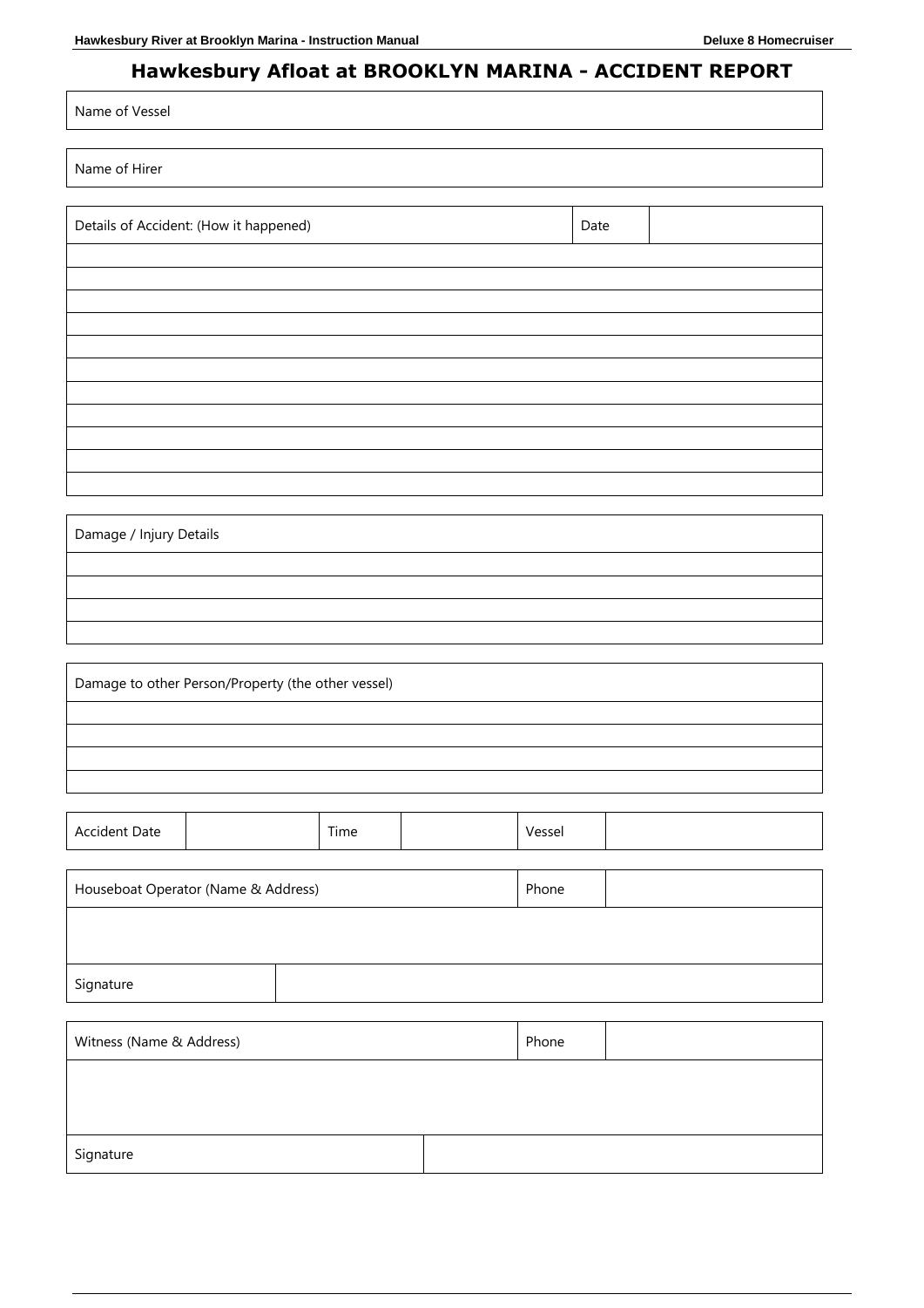# Hawkesbury Afloat at BROOKLYN MARINA - ACCIDENT REPORT

| Name of Vessel |
|---|

| Name of Hirer |
|---|

| Details of Accident: (How it happened) | Date | |
|---|---|---|
| | | |
| | | |
| | | |
| | | |
| | | |
| | | |
| | | |
| | | |
| | | |
| | | |
| | | |

| Damage / Injury Details |
|---|
| |
| |
| |
| |

| Damage to other Person/Property (the other vessel) |
|---|
| |
| |
| |
| |

| Accident Date | | Time | | Vessel | |
|---|---|---|---|---|---|

| Houseboat Operator (Name & Address) | Phone | |
|---|---|---|
| | | |
| Signature | | |

| Witness (Name & Address) | Phone | |
|---|---|---|
| | | |
| Signature | | |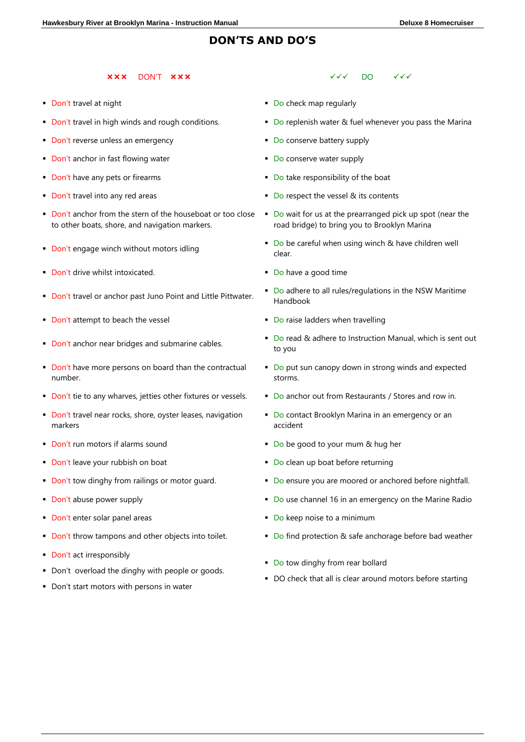# DON'TS AND DO'S

## ✗✗✗ DON'T ✗✗✗

- Don't travel at night
- Don't travel in high winds and rough conditions.
- Don't reverse unless an emergency
- Don't anchor in fast flowing water
- Don't have any pets or firearms
- Don't travel into any red areas
- Don't anchor from the stern of the houseboat or too close to other boats, shore, and navigation markers.
- Don't engage winch without motors idling
- Don't drive whilst intoxicated.
- Don't travel or anchor past Juno Point and Little Pittwater.
- Don't attempt to beach the vessel
- Don't anchor near bridges and submarine cables.
- Don't have more persons on board than the contractual number.
- Don't tie to any wharves, jetties other fixtures or vessels.
- Don't travel near rocks, shore, oyster leases, navigation markers
- Don't run motors if alarms sound
- Don't leave your rubbish on boat
- Don't tow dinghy from railings or motor guard.
- Don't abuse power supply
- Don't enter solar panel areas
- Don't throw tampons and other objects into toilet.
- Don't act irresponsibly
- Don't overload the dinghy with people or goods.
- Don't start motors with persons in water

## ✓✓✓ DO ✓✓✓

- Do check map regularly
- Do replenish water & fuel whenever you pass the Marina
- Do conserve battery supply
- Do conserve water supply
- Do take responsibility of the boat
- Do respect the vessel & its contents
- Do wait for us at the prearranged pick up spot (near the road bridge) to bring you to Brooklyn Marina
- Do be careful when using winch & have children well clear.
- Do have a good time
- Do adhere to all rules/regulations in the NSW Maritime Handbook
- Do raise ladders when travelling
- Do read & adhere to Instruction Manual, which is sent out to you
- Do put sun canopy down in strong winds and expected storms.
- Do anchor out from Restaurants / Stores and row in.
- Do contact Brooklyn Marina in an emergency or an accident
- Do be good to your mum & hug her
- Do clean up boat before returning
- Do ensure you are moored or anchored before nightfall.
- Do use channel 16 in an emergency on the Marine Radio
- Do keep noise to a minimum
- Do find protection & safe anchorage before bad weather
- Do tow dinghy from rear bollard
- DO check that all is clear around motors before starting